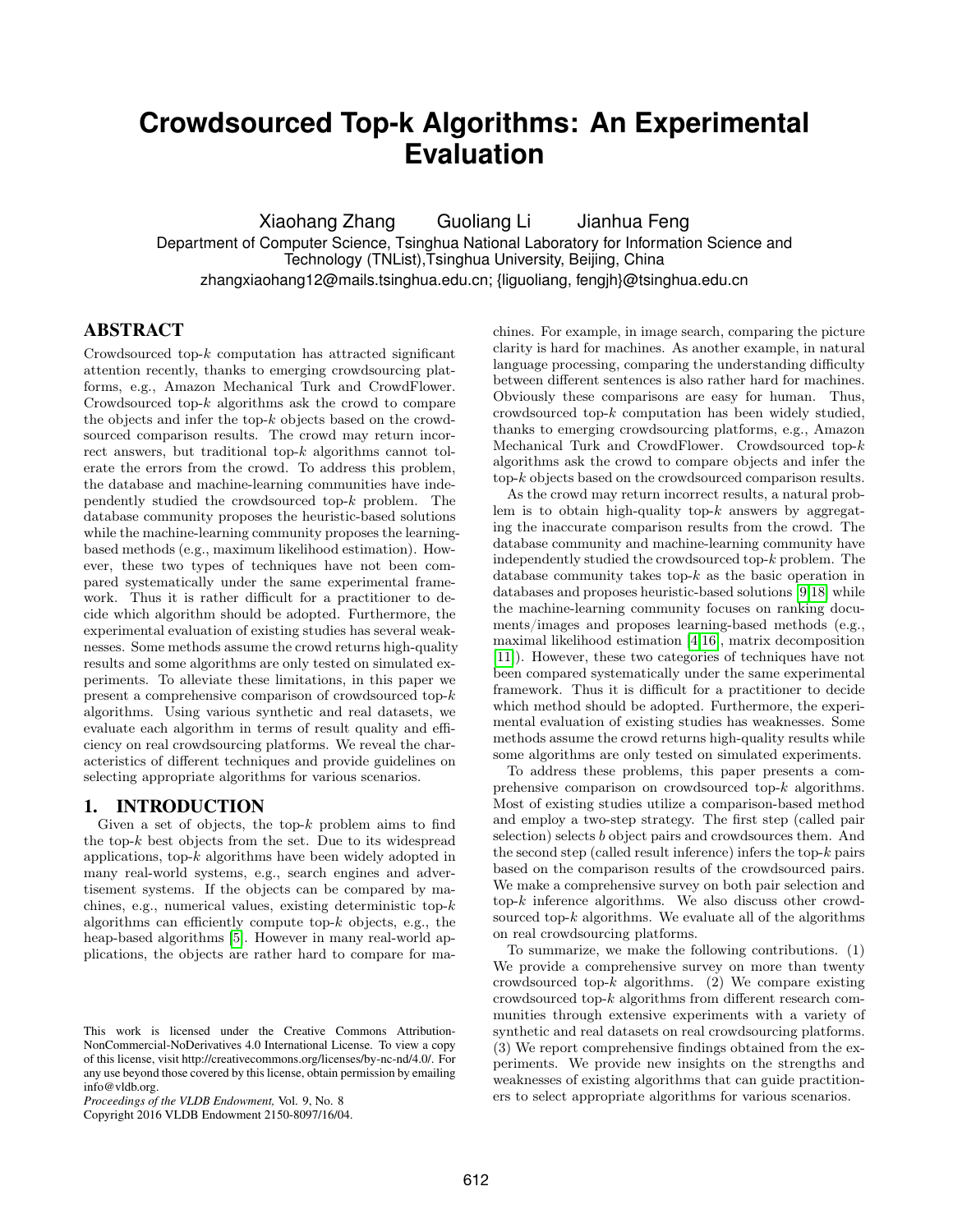# Crowdsourced Top-k Algorithms: An Experimental Evaluation

Xiaohang Zhang Guoliang Li Jianhua Feng

Department of Computer Science, Tsinghua National Laboratory for Information Science and Technology (TNList),Tsinghua University, Beijing, China

zhangxiaohang12@mails.tsinghua.edu.cn; {liguoliang, fengjh}@tsinghua.edu.cn

## ABSTRACT

Crowdsourced top-$k$ computation has attracted significant attention recently, thanks to emerging crowdsourcing platforms, e.g., Amazon Mechanical Turk and CrowdFlower. Crowdsourced top-$k$ algorithms ask the crowd to compare the objects and infer the top-$k$ objects based on the crowdsourced comparison results. The crowd may return incorrect answers, but traditional top-$k$ algorithms cannot tolerate the errors from the crowd. To address this problem, the database and machine-learning communities have independently studied the crowdsourced top-$k$ problem. The database community proposes the heuristic-based solutions while the machine-learning community proposes the learning-based methods (e.g., maximum likelihood estimation). However, these two types of techniques have not been compared systematically under the same experimental framework. Thus it is rather difficult for a practitioner to decide which algorithm should be adopted. Furthermore, the experimental evaluation of existing studies has several weaknesses. Some methods assume the crowd returns high-quality results and some algorithms are only tested on simulated experiments. To alleviate these limitations, in this paper we present a comprehensive comparison of crowdsourced top-$k$ algorithms. Using various synthetic and real datasets, we evaluate each algorithm in terms of result quality and efficiency on real crowdsourcing platforms. We reveal the characteristics of different techniques and provide guidelines on selecting appropriate algorithms for various scenarios.

## 1. INTRODUCTION

Given a set of objects, the top-$k$ problem aims to find the top-$k$ best objects from the set. Due to its widespread applications, top-$k$ algorithms have been widely adopted in many real-world systems, e.g., search engines and advertisement systems. If the objects can be compared by machines, e.g., numerical values, existing deterministic top-$k$ algorithms can efficiently compute top-$k$ objects, e.g., the heap-based algorithms [5]. However in many real-world applications, the objects are rather hard to compare for machines. For example, in image search, comparing the picture clarity is hard for machines. As another example, in natural language processing, comparing the understanding difficulty between different sentences is also rather hard for machines. Obviously these comparisons are easy for human. Thus, crowdsourced top-$k$ computation has been widely studied, thanks to emerging crowdsourcing platforms, e.g., Amazon Mechanical Turk and CrowdFlower. Crowdsourced top-$k$ algorithms ask the crowd to compare objects and infer the top-$k$ objects based on the crowdsourced comparison results.

As the crowd may return incorrect results, a natural problem is to obtain high-quality top-$k$ answers by aggregating the inaccurate comparison results from the crowd. The database community and machine-learning community have independently studied the crowdsourced top-$k$ problem. The database community takes top-$k$ as the basic operation in databases and proposes heuristic-based solutions [9,18] while the machine-learning community focuses on ranking documents/images and proposes learning-based methods (e.g., maximal likelihood estimation [4,16], matrix decomposition [11]). However, these two categories of techniques have not been compared systematically under the same experimental framework. Thus it is difficult for a practitioner to decide which method should be adopted. Furthermore, the experimental evaluation of existing studies has weaknesses. Some methods assume the crowd returns high-quality results while some algorithms are only tested on simulated experiments.

To address these problems, this paper presents a comprehensive comparison on crowdsourced top-$k$ algorithms. Most of existing studies utilize a comparison-based method and employ a two-step strategy. The first step (called pair selection) selects $b$ object pairs and crowdsources them. And the second step (called result inference) infers the top-$k$ pairs based on the comparison results of the crowdsourced pairs. We make a comprehensive survey on both pair selection and top-$k$ inference algorithms. We also discuss other crowdsourced top-$k$ algorithms. We evaluate all of the algorithms on real crowdsourcing platforms.

To summarize, we make the following contributions. (1) We provide a comprehensive survey on more than twenty crowdsourced top-$k$ algorithms. (2) We compare existing crowdsourced top-$k$ algorithms from different research communities through extensive experiments with a variety of synthetic and real datasets on real crowdsourcing platforms. (3) We report comprehensive findings obtained from the experiments. We provide new insights on the strengths and weaknesses of existing algorithms that can guide practitioners to select appropriate algorithms for various scenarios.

This work is licensed under the Creative Commons Attribution-NonCommercial-NoDerivatives 4.0 International License. To view a copy of this license, visit http://creativecommons.org/licenses/by-nc-nd/4.0/. For any use beyond those covered by this license, obtain permission by emailing info@vldb.org.

*Proceedings of the VLDB Endowment,* Vol. 9, No. 8

Copyright 2016 VLDB Endowment 2150-8097/16/04.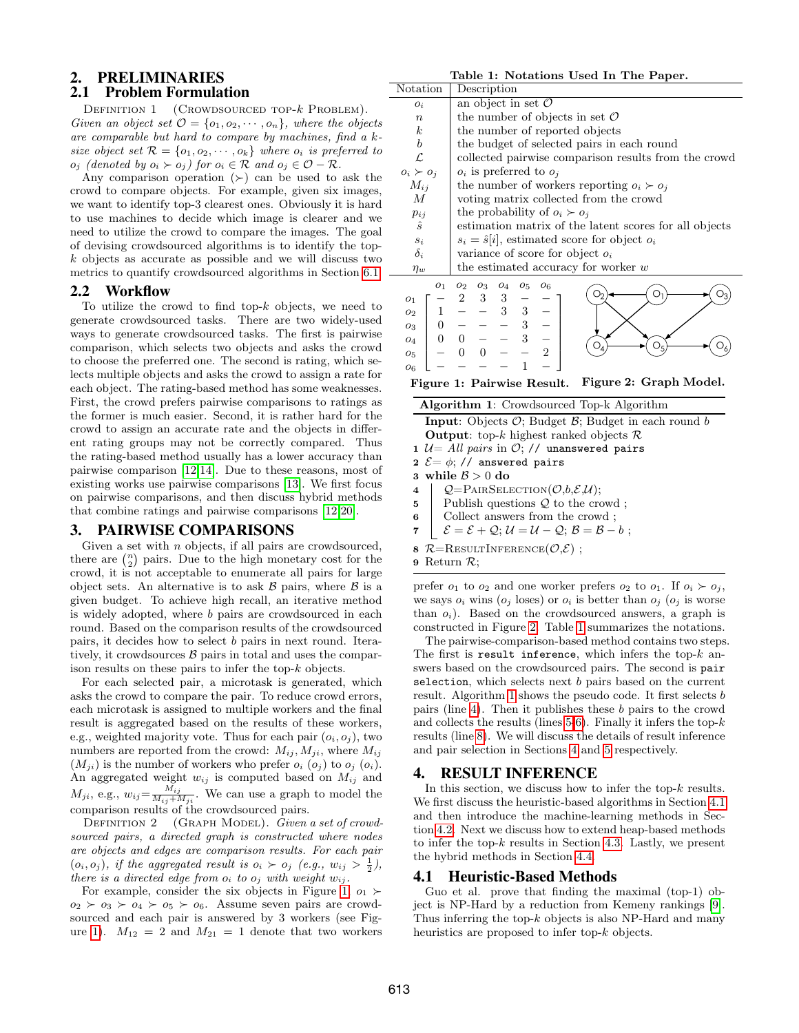## 2. PRELIMINARIES

### 2.1 Problem Formulation

Definition 1 (Crowdsourced top-$k$ Problem). *Given an object set $\mathcal{O} = \{o_1, o_2, \cdots, o_n\}$, where the objects are comparable but hard to compare by machines, find a $k$-size object set $\mathcal{R} = \{o_1, o_2, \cdots, o_k\}$ where $o_i$ is preferred to $o_j$ (denoted by $o_i \succ o_j$) for $o_i \in \mathcal{R}$ and $o_j \in \mathcal{O} - \mathcal{R}$.*

Any comparison operation ($\succ$) can be used to ask the crowd to compare objects. For example, given six images, we want to identify top-3 clearest ones. Obviously it is hard to use machines to decide which image is clearer and we need to utilize the crowd to compare the images. The goal of devising crowdsourced algorithms is to identify the top-$k$ objects as accurate as possible and we will discuss two metrics to quantify crowdsourced algorithms in Section 6.1.

### 2.2 Workflow

To utilize the crowd to find top-$k$ objects, we need to generate crowdsourced tasks. There are two widely-used ways to generate crowdsourced tasks. The first is pairwise comparison, which selects two objects and asks the crowd to choose the preferred one. The second is rating, which selects multiple objects and asks the crowd to assign a rate for each object. The rating-based method has some weaknesses. First, the crowd prefers pairwise comparisons to ratings as the former is much easier. Second, it is rather hard for the crowd to assign an accurate rate and the objects in different rating groups may not be correctly compared. Thus the rating-based method usually has a lower accuracy than pairwise comparison [12, 14]. Due to these reasons, most of existing works use pairwise comparisons [13]. We first focus on pairwise comparisons, and then discuss hybrid methods that combine ratings and pairwise comparisons [12, 20].

## 3. PAIRWISE COMPARISONS

Given a set with $n$ objects, if all pairs are crowdsourced, there are $\binom{n}{2}$ pairs. Due to the high monetary cost for the crowd, it is not acceptable to enumerate all pairs for large object sets. An alternative is to ask $\mathcal{B}$ pairs, where $\mathcal{B}$ is a given budget. To achieve high recall, an iterative method is widely adopted, where $b$ pairs are crowdsourced in each round. Based on the comparison results of the crowdsourced pairs, it decides how to select $b$ pairs in next round. Iteratively, it crowdsources $\mathcal{B}$ pairs in total and uses the comparison results on these pairs to infer the top-$k$ objects.

For each selected pair, a microtask is generated, which asks the crowd to compare the pair. To reduce crowd errors, each microtask is assigned to multiple workers and the final result is aggregated based on the results of these workers, e.g., weighted majority vote. Thus for each pair $(o_i, o_j)$, two numbers are reported from the crowd: $M_{ij}, M_{ji}$, where $M_{ij}$ ($M_{ji}$) is the number of workers who prefer $o_i$ ($o_j$) to $o_j$ ($o_i$). An aggregated weight $w_{ij}$ is computed based on $M_{ij}$ and $M_{ji}$, e.g., $w_{ij} = \frac{M_{ij}}{M_{ij}+M_{ji}}$. We can use a graph to model the comparison results of the crowdsourced pairs.

Definition 2 (Graph Model). *Given a set of crowdsourced pairs, a directed graph is constructed where nodes are objects and edges are comparison results. For each pair $(o_i, o_j)$, if the aggregated result is $o_i \succ o_j$ (e.g., $w_{ij} > \frac{1}{2}$), there is a directed edge from $o_i$ to $o_j$ with weight $w_{ij}$.*

For example, consider the six objects in Figure 1. $o_1 \succ o_2 \succ o_3 \succ o_4 \succ o_5 \succ o_6$. Assume seven pairs are crowdsourced, and each pair is answered by 3 workers (see Figure 1). $M_{12} = 2$ and $M_{21} = 1$ denote that two workers prefer $o_1$ to $o_2$ and one worker prefers $o_2$ to $o_1$. If $o_i \succ o_j$, we says $o_i$ wins ($o_j$ loses) or $o_i$ is better than $o_j$ ($o_j$ is worse than $o_i$). Based on the crowdsourced answers, a graph is constructed in Figure 2. Table 1 summarizes the notations.

**Table 1: Notations Used In The Paper.**

| Notation | Description |
|---|---|
| $o_i$ | an object in set $\mathcal{O}$ |
| $n$ | the number of objects in set $\mathcal{O}$ |
| $k$ | the number of reported objects |
| $b$ | the budget of selected pairs in each round |
| $\mathcal{L}$ | collected pairwise comparison results from the crowd |
| $o_i \succ o_j$ | $o_i$ is preferred to $o_j$ |
| $M_{ij}$ | the number of workers reporting $o_i \succ o_j$ |
| $M$ | voting matrix collected from the crowd |
| $p_{ij}$ | the probability of $o_i \succ o_j$ |
| $\hat{s}$ | estimation matrix of the latent scores for all objects |
| $s_i$ | $s_i = \hat{s}[i]$, estimated score for object $o_i$ |
| $\delta_i$ | variance of score for object $o_i$ |
| $\eta_w$ | the estimated accuracy for worker $w$ |

$$
\begin{array}{c|cccccc}
 & o_1 & o_2 & o_3 & o_4 & o_5 & o_6 \\
\hline
o_1 & - & 2 & 3 & 3 & - & - \\
o_2 & 1 & - & - & 3 & 3 & - \\
o_3 & 0 & - & - & - & 3 & - \\
o_4 & 0 & 0 & - & - & 3 & - \\
o_5 & - & 0 & 0 & - & - & 2 \\
o_6 & - & - & - & - & 1 & -
\end{array}
$$

**Figure 1: Pairwise Result.**

**Figure 2: Graph Model.**

**Algorithm 1**: Crowdsourced Top-k Algorithm

**Input**: Objects $\mathcal{O}$; Budget $\mathcal{B}$; Budget in each round $b$
**Output**: top-$k$ highest ranked objects $\mathcal{R}$

```
1 U = All pairs in O; // unanswered pairs
2 E = φ; // answered pairs
3 while B > 0 do
4     Q = PairSelection(O, b, E, U);
5     Publish questions Q to the crowd ;
6     Collect answers from the crowd ;
7     E = E + Q; U = U − Q; B = B − b ;
8 R = ResultInference(O, E) ;
9 Return R;
```

The pairwise-comparison-based method contains two steps. The first is `result inference`, which infers the top-$k$ answers based on the crowdsourced pairs. The second is `pair selection`, which selects next $b$ pairs based on the current result. Algorithm 1 shows the pseudo code. It first selects $b$ pairs (line 4). Then it publishes these $b$ pairs to the crowd and collects the results (lines 5-6). Finally it infers the top-$k$ results (line 8). We will discuss the details of result inference and pair selection in Sections 4 and 5 respectively.

## 4. RESULT INFERENCE

In this section, we discuss how to infer the top-$k$ results. We first discuss the heuristic-based algorithms in Section 4.1 and then introduce the machine-learning methods in Section 4.2. Next we discuss how to extend heap-based methods to infer the top-$k$ results in Section 4.3. Lastly, we present the hybrid methods in Section 4.4.

### 4.1 Heuristic-Based Methods

Guo et al. prove that finding the maximal (top-1) object is NP-Hard by a reduction from Kemeny rankings [9]. Thus inferring the top-$k$ objects is also NP-Hard and many heuristics are proposed to infer top-$k$ objects.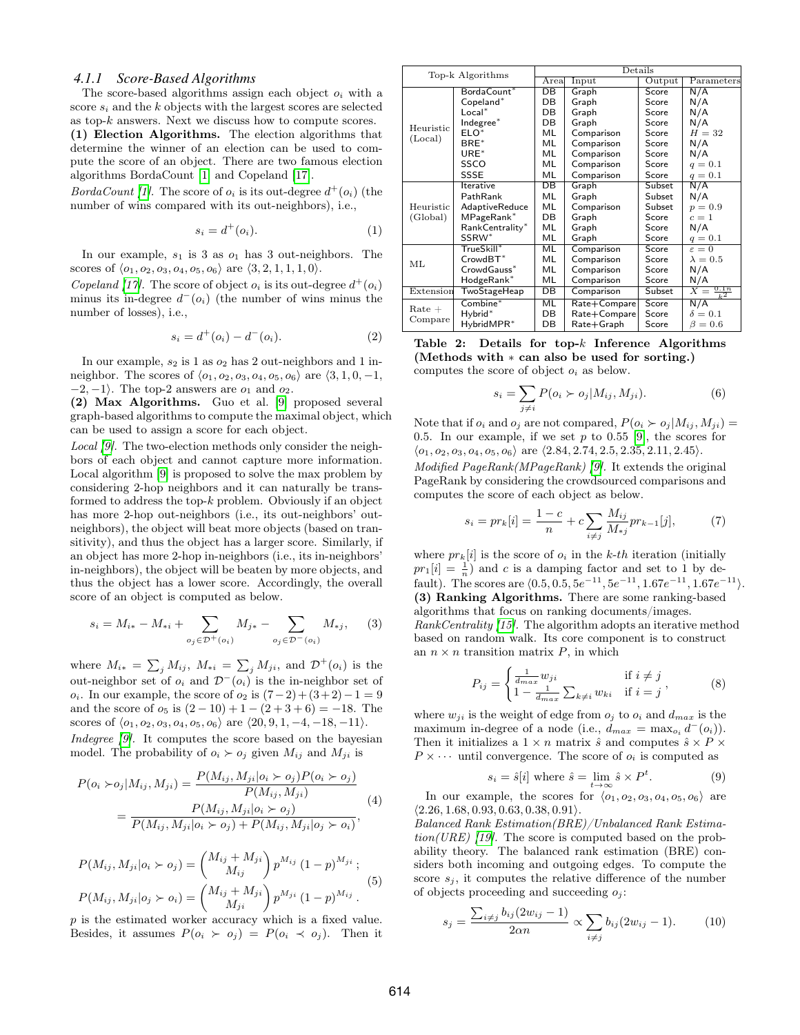### 4.1.1 Score-Based Algorithms

The score-based algorithms assign each object $o_i$ with a score $s_i$ and the $k$ objects with the largest scores are selected as top-$k$ answers. Next we discuss how to compute scores.

**(1) Election Algorithms.** The election algorithms that determine the winner of an election can be used to compute the score of an object. There are two famous election algorithms BordaCount [1] and Copeland [17].

*BordaCount [1].* The score of $o_i$ is its out-degree $d^+(o_i)$ (the number of wins compared with its out-neighbors), i.e.,

$$s_i = d^+(o_i). \tag{1}$$

In our example, $s_1$ is 3 as $o_1$ has 3 out-neighbors. The scores of $\langle o_1, o_2, o_3, o_4, o_5, o_6\rangle$ are $\langle 3, 2, 1, 1, 1, 0\rangle$.

*Copeland [17].* The score of object $o_i$ is its out-degree $d^+(o_i)$ minus its in-degree $d^-(o_i)$ (the number of wins minus the number of losses), i.e.,

$$s_i = d^+(o_i) - d^-(o_i). \tag{2}$$

In our example, $s_2$ is 1 as $o_2$ has 2 out-neighbors and 1 in-neighbor. The scores of $\langle o_1, o_2, o_3, o_4, o_5, o_6\rangle$ are $\langle 3, 1, 0, -1, -2, -1\rangle$. The top-2 answers are $o_1$ and $o_2$.

**(2) Max Algorithms.** Guo et al. [9] proposed several graph-based algorithms to compute the maximal object, which can be used to assign a score for each object.

*Local [9].* The two-election methods only consider the neighbors of each object and cannot capture more information. Local algorithm [9] is proposed to solve the max problem by considering 2-hop neighbors and it can naturally be transformed to address the top-$k$ problem. Obviously if an object has more 2-hop out-neighbors (i.e., its out-neighbors' out-neighbors), the object will beat more objects (based on transitivity), and thus the object has a larger score. Similarly, if an object has more 2-hop in-neighbors (i.e., its in-neighbors' in-neighbors), the object will be beaten by more objects, and thus the object has a lower score. Accordingly, the overall score of an object is computed as below.

$$s_i = M_{i*} - M_{*i} + \sum_{o_j \in \mathcal{D}^+(o_i)} M_{j*} - \sum_{o_j \in \mathcal{D}^-(o_i)} M_{*j}, \tag{3}$$

where $M_{i*} = \sum_j M_{ij}$, $M_{*i} = \sum_j M_{ji}$, and $\mathcal{D}^+(o_i)$ is the out-neighbor set of $o_i$ and $\mathcal{D}^-(o_i)$ is the in-neighbor set of $o_i$. In our example, the score of $o_2$ is $(7-2)+(3+2)-1 = 9$ and the score of $o_5$ is $(2-10)+1-(2+3+6) = -18$. The scores of $\langle o_1, o_2, o_3, o_4, o_5, o_6\rangle$ are $\langle 20, 9, 1, -4, -18, -11\rangle$.

*Indegree [9].* It computes the score based on the bayesian model. The probability of $o_i \succ o_j$ given $M_{ij}$ and $M_{ji}$ is

$$\begin{aligned} P(o_i \succ o_j | M_{ij}, M_{ji}) &= \frac{P(M_{ij}, M_{ji}|o_i \succ o_j)P(o_i \succ o_j)}{P(M_{ij}, M_{ji})} \\ &= \frac{P(M_{ij}, M_{ji}|o_i \succ o_j)}{P(M_{ij}, M_{ji}|o_i \succ o_j) + P(M_{ij}, M_{ji}|o_j \succ o_i)}, \end{aligned} \tag{4}$$

$$\begin{aligned} P(M_{ij}, M_{ji}|o_i \succ o_j) &= \binom{M_{ij}+M_{ji}}{M_{ij}} p^{M_{ij}} (1-p)^{M_{ji}}; \\ P(M_{ij}, M_{ji}|o_j \succ o_i) &= \binom{M_{ij}+M_{ji}}{M_{ji}} p^{M_{ji}} (1-p)^{M_{ij}}. \end{aligned} \tag{5}$$

$p$ is the estimated worker accuracy which is a fixed value. Besides, it assumes $P(o_i \succ o_j) = P(o_i \prec o_j)$. Then it computes the score of object $o_i$ as below.

$$s_i = \sum_{j \neq i} P(o_i \succ o_j | M_{ij}, M_{ji}). \tag{6}$$

Note that if $o_i$ and $o_j$ are not compared, $P(o_i \succ o_j | M_{ij}, M_{ji}) = 0.5$. In our example, if we set $p$ to 0.55 [9], the scores for $\langle o_1, o_2, o_3, o_4, o_5, o_6\rangle$ are $\langle 2.84, 2.74, 2.5, 2.35, 2.11, 2.45\rangle$.

*Modified PageRank(MPageRank) [9].* It extends the original PageRank by considering the crowdsourced comparisons and computes the score of each object as below.

$$s_i = pr_k[i] = \frac{1-c}{n} + c\sum_{i \neq j} \frac{M_{ij}}{M_{*j}} pr_{k-1}[j], \tag{7}$$

where $pr_k[i]$ is the score of $o_i$ in the $k$-$th$ iteration (initially $pr_1[i] = \frac{1}{n}$) and $c$ is a damping factor and set to 1 by default). The scores are $\langle 0.5, 0.5, 5e^{-11}, 5e^{-11}, 1.67e^{-11}, 1.67e^{-11}\rangle$.

**(3) Ranking Algorithms.** There are some ranking-based algorithms that focus on ranking documents/images.

*RankCentrality [15].* The algorithm adopts an iterative method based on random walk. Its core component is to construct an $n \times n$ transition matrix $P$, in which

$$P_{ij} = \begin{cases} \frac{1}{d_{max}} w_{ji} & \text{if } i \neq j \\ 1 - \frac{1}{d_{max}} \sum_{k \neq i} w_{ki} & \text{if } i = j \end{cases}, \tag{8}$$

where $w_{ji}$ is the weight of edge from $o_j$ to $o_i$ and $d_{max}$ is the maximum in-degree of a node (i.e., $d_{max} = \max_{o_i} d^-(o_i)$). Then it initializes a $1 \times n$ matrix $\hat{s}$ and computes $\hat{s} \times P \times P \times \cdots$ until convergence. The score of $o_i$ is computed as

$$s_i = \hat{s}[i] \text{ where } \hat{s} = \lim_{t \to \infty} \hat{s} \times P^t. \tag{9}$$

In our example, the scores for $\langle o_1, o_2, o_3, o_4, o_5, o_6\rangle$ are $\langle 2.26, 1.68, 0.93, 0.63, 0.38, 0.91\rangle$.

*Balanced Rank Estimation(BRE)/Unbalanced Rank Estimation(URE) [19].* The score is computed based on the probability theory. The balanced rank estimation (BRE) considers both incoming and outgoing edges. To compute the score $s_j$, it computes the relative difference of the number of objects proceeding and succeeding $o_j$:

$$s_j = \frac{\sum_{i \neq j} b_{ij}(2w_{ij} - 1)}{2\alpha n} \propto \sum_{i \neq j} b_{ij}(2w_{ij} - 1). \tag{10}$$

| Top-k Algorithms | | Details | | | |
|---|---|---|---|---|---|
| | | Area | Input | Output | Parameters |
| Heuristic (Local) | BordaCount* | DB | Graph | Score | N/A |
| | Copeland* | DB | Graph | Score | N/A |
| | Local* | DB | Graph | Score | N/A |
| | Indegree* | DB | Graph | Score | N/A |
| | ELO* | ML | Comparison | Score | $H = 32$ |
| | BRE* | ML | Comparison | Score | N/A |
| | URE* | ML | Comparison | Score | N/A |
| | SSCO | ML | Comparison | Score | $q = 0.1$ |
| | SSSE | ML | Comparison | Score | $q = 0.1$ |
| Heuristic (Global) | Iterative | DB | Graph | Subset | N/A |
| | PathRank | ML | Graph | Subset | N/A |
| | AdaptiveReduce | ML | Comparison | Subset | $p = 0.9$ |
| | MPageRank* | DB | Graph | Score | $c = 1$ |
| | RankCentrality* | ML | Graph | Score | N/A |
| | SSRW* | ML | Graph | Score | $q = 0.1$ |
| ML | TrueSkill* | ML | Comparison | Score | $\varepsilon = 0$ |
| | CrowdBT* | ML | Comparison | Score | $\lambda = 0.5$ |
| | CrowdGauss* | ML | Comparison | Score | N/A |
| | HodgeRank* | ML | Comparison | Score | N/A |
| Extension | TwoStageHeap | DB | Comparison | Subset | $X = \frac{0.1n}{k^2}$ |
| Rate + Compare | Combine* | ML | Rate+Compare | Score | N/A |
| | Hybrid* | DB | Rate+Compare | Score | $\delta = 0.1$ |
| | HybridMPR* | DB | Rate+Graph | Score | $\beta = 0.6$ |

**Table 2: Details for top-$k$ Inference Algorithms (Methods with $*$ can also be used for sorting.)**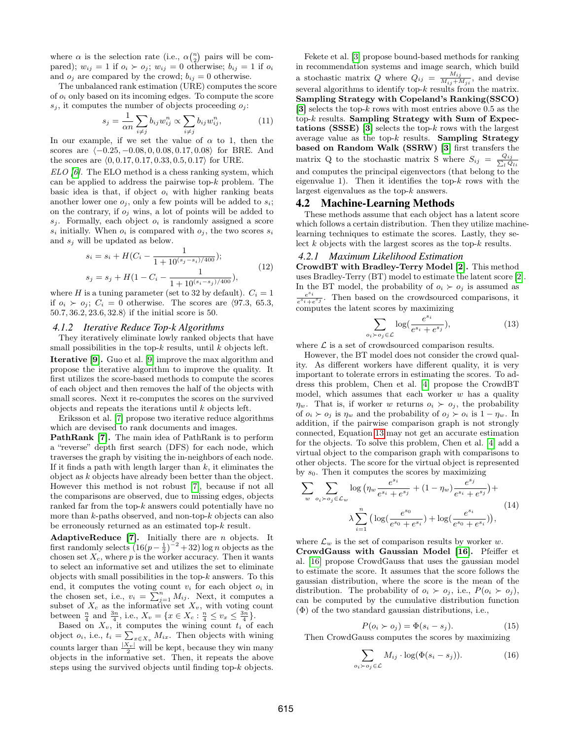where $\alpha$ is the selection rate (i.e., $\alpha\binom{n}{2}$ pairs will be compared); $w_{ij} = 1$ if $o_i \succ o_j$; $w_{ij} = 0$ otherwise; $b_{ij} = 1$ if $o_i$ and $o_j$ are compared by the crowd; $b_{ij} = 0$ otherwise.

The unbalanced rank estimation (URE) computes the score of $o_i$ only based on its incoming edges. To compute the score $s_j$, it computes the number of objects proceeding $o_j$:

$$s_j = \frac{1}{\alpha n}\sum_{i \neq j} b_{ij} w_{ij}^n \propto \sum_{i \neq j} b_{ij} w_{ij}^n, \tag{11}$$

In our example, if we set the value of $\alpha$ to 1, then the scores are $\langle -0.25, -0.08, 0, 0.08, 0.17, 0.08\rangle$ for BRE. And the scores are $\langle 0, 0.17, 0.17, 0.33, 0.5, 0.17\rangle$ for URE.

*ELO [6].* The ELO method is a chess ranking system, which can be applied to address the pairwise top-$k$ problem. The basic idea is that, if object $o_i$ with higher ranking beats another lower one $o_j$, only a few points will be added to $s_i$; on the contrary, if $o_j$ wins, a lot of points will be added to $s_j$. Formally, each object $o_i$ is randomly assigned a score $s_i$ initially. When $o_i$ is compared with $o_j$, the two scores $s_i$ and $s_j$ will be updated as below.

$$\begin{aligned} s_i &= s_i + H\Big(C_i - \frac{1}{1 + 10^{(s_j - s_i)/400}}\Big); \\ s_j &= s_j + H\Big(1 - C_i - \frac{1}{1 + 10^{(s_i - s_j)/400}}\Big), \end{aligned} \tag{12}$$

where $H$ is a tuning parameter (set to 32 by default). $C_i = 1$ if $o_i \succ o_j$; $C_i = 0$ otherwise. The scores are $\langle$97.3, 65.3, 50.7, 36.2, 23.6, 32.8$\rangle$ if the initial score is 50.

### 4.1.2 Iterative Reduce Top-k Algorithms

They iteratively eliminate lowly ranked objects that have small possibilities in the top-$k$ results, until $k$ objects left.

**Iterative [9].** Guo et al. [9] improve the max algorithm and propose the iterative algorithm to improve the quality. It first utilizes the score-based methods to compute the scores of each object and then removes the half of the objects with small scores. Next it re-computes the scores on the survived objects and repeats the iterations until $k$ objects left.

Eriksson et al. [7] propose two iterative reduce algorithms which are devised to rank documents and images.

**PathRank [7].** The main idea of PathRank is to perform a "reverse" depth first search (DFS) for each node, which traverses the graph by visiting the in-neighbors of each node. If it finds a path with length larger than $k$, it eliminates the object as $k$ objects have already been better than the object. However this method is not robust [7], because if not all the comparisons are observed, due to missing edges, objects ranked far from the top-$k$ answers could potentially have no more than $k$-paths observed, and non-top-$k$ objects can also be erroneously returned as an estimated top-$k$ result.

**AdaptiveReduce [7].** Initially there are $n$ objects. It first randomly selects $(16(p-\frac{1}{2})^{-2}+32)\log n$ objects as the chosen set $X_c$, where $p$ is the worker accuracy. Then it wants to select an informative set and utilizes the set to eliminate objects with small possibilities in the top-$k$ answers. To this end, it computes the voting count $v_i$ for each object $o_i$ in the chosen set, i.e., $v_i = \sum_{j=1}^{n} M_{ij}$. Next, it computes a subset of $X_c$ as the informative set $X_v$, with voting count between $\frac{n}{4}$ and $\frac{3n}{4}$, i.e., $X_v = \{x \in X_c : \frac{n}{4} \le v_x \le \frac{3n}{4}\}$.

Based on $X_v$, it computes the wining count $t_i$ of each object $o_i$, i.e., $t_i = \sum_{x \in X_v} M_{ix}$. Then objects with wining counts larger than $\frac{|X_v|}{2}$ will be kept, because they win many objects in the informative set. Then, it repeats the above steps using the survived objects until finding top-$k$ objects.

Fekete et al. [3] propose bound-based methods for ranking in recommendation systems and image search, which build a stochastic matrix $Q$ where $Q_{ij} = \frac{M_{ij}}{M_{ij}+M_{ji}}$, and devise several algorithms to identify top-$k$ results from the matrix. **Sampling Strategy with Copeland's Ranking(SSCO) [3]** selects the top-$k$ rows with most entries above 0.5 as the top-$k$ results. **Sampling Strategy with Sum of Expectations (SSSE) [3]** selects the top-$k$ rows with the largest average value as the top-$k$ results. **Sampling Strategy based on Random Walk (SSRW) [3]** first transfers the matrix Q to the stochastic matrix S where $S_{ij} = \frac{Q_{ij}}{\sum_l Q_{li}}$ and computes the principal eigenvectors (that belong to the eigenvalue 1). Then it identifies the top-$k$ rows with the largest eigenvalues as the top-$k$ answers.

## 4.2 Machine-Learning Methods

These methods assume that each object has a latent score which follows a certain distribution. Then they utilize machine-learning techniques to estimate the scores. Lastly, they select $k$ objects with the largest scores as the top-$k$ results.

### 4.2.1 Maximum Likelihood Estimation

**CrowdBT with Bradley-Terry Model [2].** This method uses Bradley-Terry (BT) model to estimate the latent score [2]. In the BT model, the probability of $o_i \succ o_j$ is assumed as $\frac{e^{s_i}}{e^{s_i}+e^{s_j}}$. Then based on the crowdsourced comparisons, it computes the latent scores by maximizing

$$\sum_{o_i \succ o_j \in \mathcal{L}} \log\Big(\frac{e^{s_i}}{e^{s_i}+e^{s_j}}\Big), \tag{13}$$

where $\mathcal{L}$ is a set of crowdsourced comparison results.

However, the BT model does not consider the crowd quality. As different workers have different quality, it is very important to tolerate errors in estimating the scores. To address this problem, Chen et al. [4] propose the CrowdBT model, which assumes that each worker $w$ has a quality $\eta_w$. That is, if worker $w$ returns $o_i \succ o_j$, the probability of $o_i \succ o_j$ is $\eta_w$ and the probability of $o_j \succ o_i$ is $1 - \eta_w$. In addition, if the pairwise comparison graph is not strongly connected, Equation 13 may not get an accurate estimation for the objects. To solve this problem, Chen et al. [4] add a virtual object to the comparison graph with comparisons to other objects. The score for the virtual object is represented by $s_0$. Then it computes the scores by maximizing

$$\begin{aligned} \sum_{w}\sum_{o_i \succ o_j \in \mathcal{L}_w} \log\Big(\eta_w \frac{e^{s_i}}{e^{s_i}+e^{s_j}} + (1-\eta_w)\frac{e^{s_j}}{e^{s_i}+e^{s_j}}\Big) + \\ \lambda \sum_{i=1}^{n}\Big(\log\big(\frac{e^{s_0}}{e^{s_0}+e^{s_i}}\big) + \log\big(\frac{e^{s_i}}{e^{s_0}+e^{s_i}}\big)\Big), \end{aligned} \tag{14}$$

where $\mathcal{L}_w$ is the set of comparison results by worker $w$.

**CrowdGauss with Gaussian Model [16].** Pfeiffer et al. [16] propose CrowdGauss that uses the gaussian model to estimate the score. It assumes that the score follows the gaussian distribution, where the score is the mean of the distribution. The probability of $o_i \succ o_j$, i.e., $P(o_i \succ o_j)$, can be computed by the cumulative distribution function ($\Phi$) of the two standard gaussian distributions, i.e.,

$$P(o_i \succ o_j) = \Phi(s_i - s_j). \tag{15}$$

Then CrowdGauss computes the scores by maximizing

$$\sum_{o_i \succ o_j \in \mathcal{L}} M_{ij} \cdot \log(\Phi(s_i - s_j)). \tag{16}$$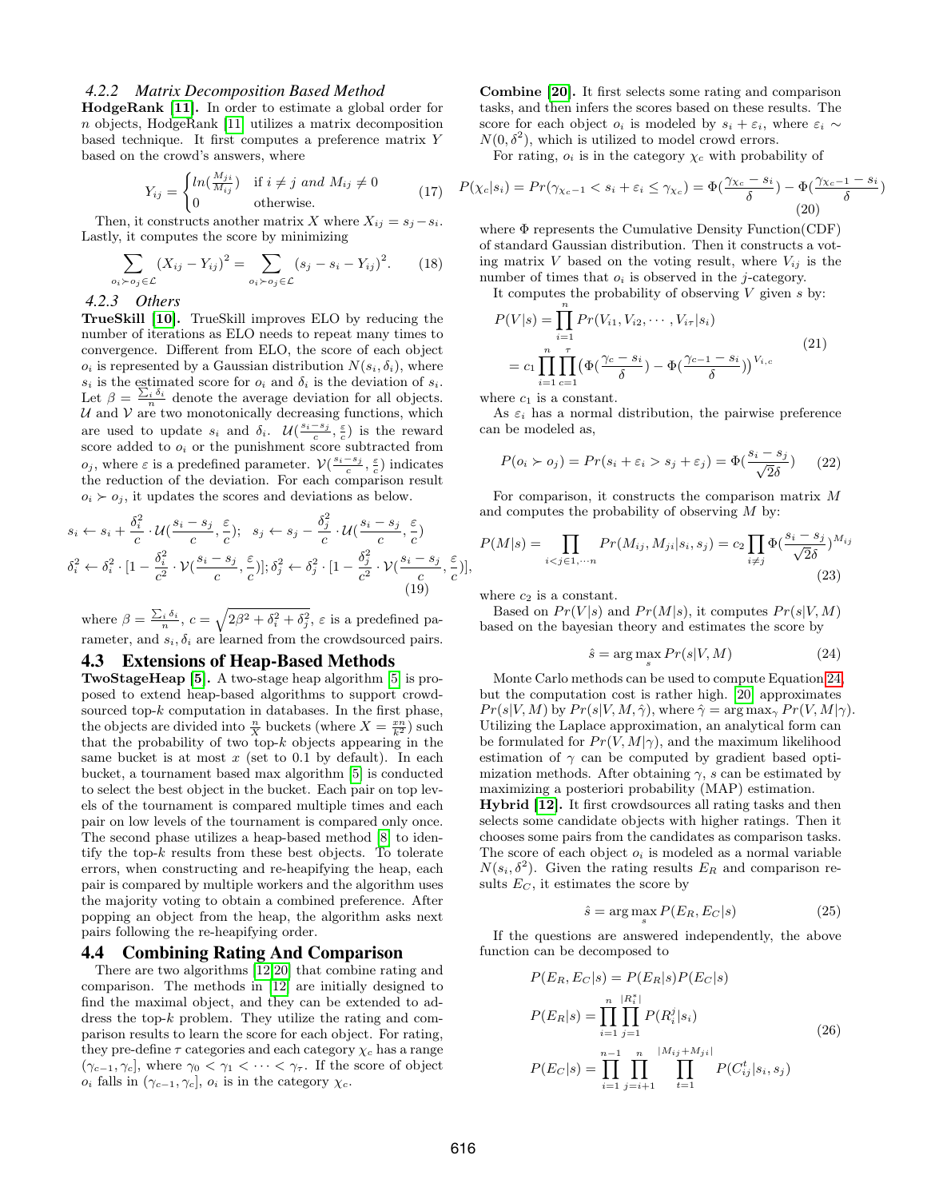### 4.2.2 Matrix Decomposition Based Method

**HodgeRank [11].** In order to estimate a global order for $n$ objects, HodgeRank [11] utilizes a matrix decomposition based technique. It first computes a preference matrix $Y$ based on the crowd's answers, where

$$Y_{ij} = \begin{cases} ln(\frac{M_{ji}}{M_{ij}}) & \text{if } i \neq j \text{ and } M_{ij} \neq 0 \\ 0 & \text{otherwise.} \end{cases} \tag{17}$$

Then, it constructs another matrix $X$ where $X_{ij} = s_j - s_i$. Lastly, it computes the score by minimizing

$$\sum_{o_i \succ o_j \in \mathcal{L}} (X_{ij} - Y_{ij})^2 = \sum_{o_i \succ o_j \in \mathcal{L}} (s_j - s_i - Y_{ij})^2. \tag{18}$$

### 4.2.3 Others

**TrueSkill [10].** TrueSkill improves ELO by reducing the number of iterations as ELO needs to repeat many times to convergence. Different from ELO, the score of each object $o_i$ is represented by a Gaussian distribution $N(s_i, \delta_i)$, where $s_i$ is the estimated score for $o_i$ and $\delta_i$ is the deviation of $s_i$. Let $\beta = \frac{\sum_i \delta_i}{n}$ denote the average deviation for all objects. $\mathcal{U}$ and $\mathcal{V}$ are two monotonically decreasing functions, which are used to update $s_i$ and $\delta_i$. $\mathcal{U}(\frac{s_i - s_j}{c}, \frac{\varepsilon}{c})$ is the reward score added to $o_i$ or the punishment score subtracted from $o_j$, where $\varepsilon$ is a predefined parameter. $\mathcal{V}(\frac{s_i - s_j}{c}, \frac{\varepsilon}{c})$ indicates the reduction of the deviation. For each comparison result $o_i \succ o_j$, it updates the scores and deviations as below.

$$\begin{aligned} s_i &\leftarrow s_i + \frac{\delta_i^2}{c} \cdot \mathcal{U}(\frac{s_i - s_j}{c}, \frac{\varepsilon}{c}); \quad s_j \leftarrow s_j - \frac{\delta_j^2}{c} \cdot \mathcal{U}(\frac{s_i - s_j}{c}, \frac{\varepsilon}{c}) \\ \delta_i^2 &\leftarrow \delta_i^2 \cdot [1 - \frac{\delta_i^2}{c^2} \cdot \mathcal{V}(\frac{s_i - s_j}{c}, \frac{\varepsilon}{c})]; \delta_j^2 \leftarrow \delta_j^2 \cdot [1 - \frac{\delta_j^2}{c^2} \cdot \mathcal{V}(\frac{s_i - s_j}{c}, \frac{\varepsilon}{c})], \end{aligned} \tag{19}$$

where $\beta = \frac{\sum_i \delta_i}{n}$, $c = \sqrt{2\beta^2 + \delta_i^2 + \delta_j^2}$, $\varepsilon$ is a predefined parameter, and $s_i, \delta_i$ are learned from the crowdsourced pairs.

## 4.3 Extensions of Heap-Based Methods

**TwoStageHeap [5].** A two-stage heap algorithm [5] is proposed to extend heap-based algorithms to support crowdsourced top-$k$ computation in databases. In the first phase, the objects are divided into $\frac{n}{X}$ buckets (where $X = \frac{xn}{k^2}$) such that the probability of two top-$k$ objects appearing in the same bucket is at most $x$ (set to 0.1 by default). In each bucket, a tournament based max algorithm [5] is conducted to select the best object in the bucket. Each pair on top levels of the tournament is compared multiple times and each pair on low levels of the tournament is compared only once. The second phase utilizes a heap-based method [8] to identify the top-$k$ results from these best objects. To tolerate errors, when constructing and re-heapifying the heap, each pair is compared by multiple workers and the algorithm uses the majority voting to obtain a combined preference. After popping an object from the heap, the algorithm asks next pairs following the re-heapifying order.

## 4.4 Combining Rating And Comparison

There are two algorithms [12,20] that combine rating and comparison. The methods in [12] are initially designed to find the maximal object, and they can be extended to address the top-$k$ problem. They utilize the rating and comparison results to learn the score for each object. For rating, they pre-define $\tau$ categories and each category $\chi_c$ has a range $(\gamma_{c-1}, \gamma_c]$, where $\gamma_0 < \gamma_1 < \cdots < \gamma_\tau$. If the score of object $o_i$ falls in $(\gamma_{c-1}, \gamma_c]$, $o_i$ is in the category $\chi_c$.

**Combine [20].** It first selects some rating and comparison tasks, and then infers the scores based on these results. The score for each object $o_i$ is modeled by $s_i + \varepsilon_i$, where $\varepsilon_i \sim N(0, \delta^2)$, which is utilized to model crowd errors.

For rating, $o_i$ is in the category $\chi_c$ with probability of

$$P(\chi_c | s_i) = Pr(\gamma_{\chi_c - 1} < s_i + \varepsilon_i \leq \gamma_{\chi_c}) = \Phi(\frac{\gamma_{\chi_c} - s_i}{\delta}) - \Phi(\frac{\gamma_{\chi_c - 1} - s_i}{\delta}) \tag{20}$$

where $\Phi$ represents the Cumulative Density Function(CDF) of standard Gaussian distribution. Then it constructs a voting matrix $V$ based on the voting result, where $V_{ij}$ is the number of times that $o_i$ is observed in the $j$-category.

It computes the probability of observing $V$ given $s$ by:

$$\begin{aligned} P(V|s) &= \prod_{i=1}^{n} Pr(V_{i1}, V_{i2}, \cdots, V_{i\tau} | s_i) \\ &= c_1 \prod_{i=1}^{n} \prod_{c=1}^{\tau} (\Phi(\frac{\gamma_c - s_i}{\delta}) - \Phi(\frac{\gamma_{c-1} - s_i}{\delta}))^{V_{i,c}} \end{aligned} \tag{21}$$

where $c_1$ is a constant.

As $\varepsilon_i$ has a normal distribution, the pairwise preference can be modeled as,

$$P(o_i \succ o_j) = Pr(s_i + \varepsilon_i > s_j + \varepsilon_j) = \Phi(\frac{s_i - s_j}{\sqrt{2}\delta}) \tag{22}$$

For comparison, it constructs the comparison matrix $M$ and computes the probability of observing $M$ by:

$$P(M|s) = \prod_{i<j \in 1, \cdots n} Pr(M_{ij}, M_{ji} | s_i, s_j) = c_2 \prod_{i \neq j} \Phi(\frac{s_i - s_j}{\sqrt{2}\delta})^{M_{ij}} \tag{23}$$

where $c_2$ is a constant.

Based on $Pr(V|s)$ and $Pr(M|s)$, it computes $Pr(s|V,M)$ based on the bayesian theory and estimates the score by

$$\hat{s} = \arg\max_s Pr(s|V,M) \tag{24}$$

Monte Carlo methods can be used to compute Equation 24, but the computation cost is rather high. [20] approximates $Pr(s|V,M)$ by $Pr(s|V,M,\hat{\gamma})$, where $\hat{\gamma} = \arg\max_\gamma Pr(V,M|\gamma)$. Utilizing the Laplace approximation, an analytical form can be formulated for $Pr(V,M|\gamma)$, and the maximum likelihood estimation of $\gamma$ can be computed by gradient based optimization methods. After obtaining $\gamma$, $s$ can be estimated by maximizing a posteriori probability (MAP) estimation.

**Hybrid [12].** It first crowdsources all rating tasks and then selects some candidate objects with higher ratings. Then it chooses some pairs from the candidates as comparison tasks. The score of each object $o_i$ is modeled as a normal variable $N(s_i, \delta^2)$. Given the rating results $E_R$ and comparison results $E_C$, it estimates the score by

$$\hat{s} = \arg\max_s P(E_R, E_C | s) \tag{25}$$

If the questions are answered independently, the above function can be decomposed to

$$\begin{aligned} P(E_R, E_C | s) &= P(E_R|s) P(E_C|s) \\ P(E_R|s) &= \prod_{i=1}^{n} \prod_{j=1}^{|R_i^*|} P(R_i^j | s_i) \\ P(E_C|s) &= \prod_{i=1}^{n-1} \prod_{j=i+1}^{n} \prod_{t=1}^{|M_{ij} + M_{ji}|} P(C_{ij}^t | s_i, s_j) \end{aligned} \tag{26}$$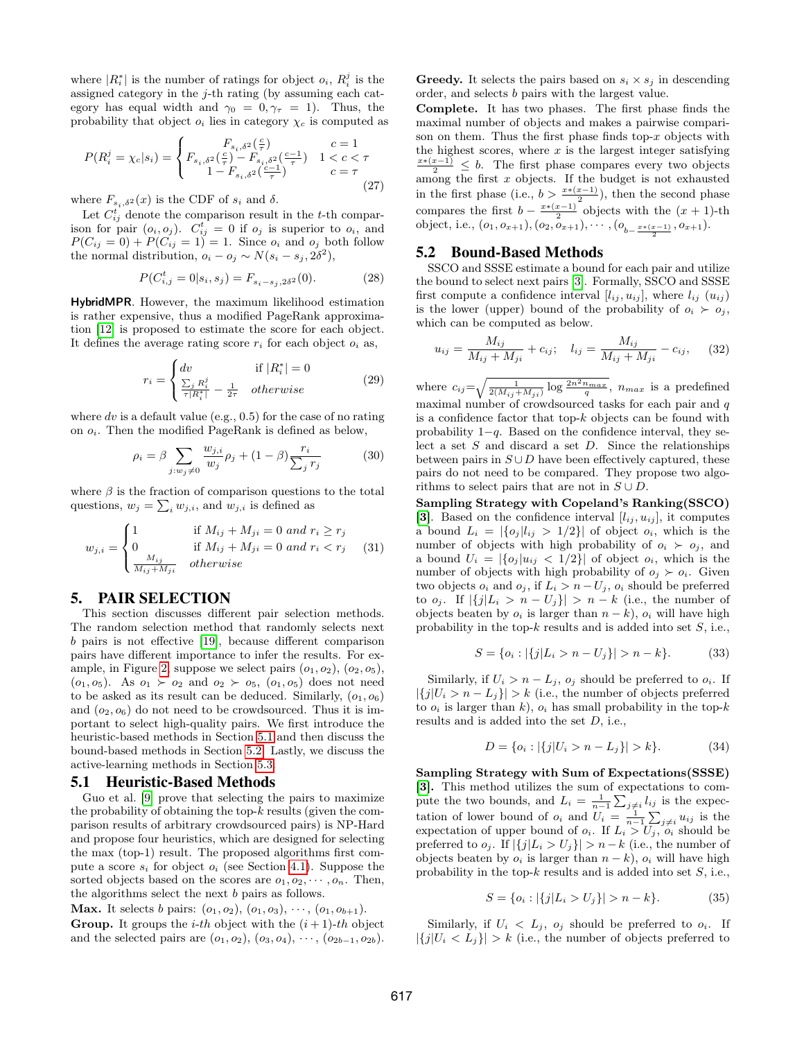where $|R_i^*|$ is the number of ratings for object $o_i$, $R_i^j$ is the assigned category in the $j$-th rating (by assuming each category has equal width and $\gamma_0 = 0, \gamma_\tau = 1$). Thus, the probability that object $o_i$ lies in category $\chi_c$ is computed as

$$P(R_i^j = \chi_c | s_i) = \begin{cases} F_{s_i,\delta^2}(\frac{c}{\tau}) & c = 1 \\ F_{s_i,\delta^2}(\frac{c}{\tau}) - F_{s_i,\delta^2}(\frac{c-1}{\tau}) & 1 < c < \tau \\ 1 - F_{s_i,\delta^2}(\frac{c-1}{\tau}) & c = \tau \end{cases} \quad (27)$$

where $F_{s_i,\delta^2}(x)$ is the CDF of $s_i$ and $\delta$.

Let $C_{ij}^t$ denote the comparison result in the $t$-th comparison for pair $(o_i, o_j)$. $C_{ij}^t = 0$ if $o_j$ is superior to $o_i$, and $P(C_{ij} = 0) + P(C_{ij} = 1) = 1$. Since $o_i$ and $o_j$ both follow the normal distribution, $o_i - o_j \sim N(s_i - s_j, 2\delta^2)$,

$$P(C_{i,j}^t = 0 | s_i, s_j) = F_{s_i - s_j, 2\delta^2}(0). \quad (28)$$

**HybridMPR**. However, the maximum likelihood estimation is rather expensive, thus a modified PageRank approximation [12] is proposed to estimate the score for each object. It defines the average rating score $r_i$ for each object $o_i$ as,

$$r_i = \begin{cases} dv & \text{if } |R_i^*| = 0 \\ \frac{\sum_j R_i^j}{\tau |R_i^*|} - \frac{1}{2\tau} & otherwise \end{cases} \quad (29)$$

where $dv$ is a default value (e.g., 0.5) for the case of no rating on $o_i$. Then the modified PageRank is defined as below,

$$\rho_i = \beta \sum_{j: w_j \neq 0} \frac{w_{j,i}}{w_j} \rho_j + (1 - \beta) \frac{r_i}{\sum_j r_j} \quad (30)$$

where $\beta$ is the fraction of comparison questions to the total questions, $w_j = \sum_i w_{j,i}$, and $w_{j,i}$ is defined as

$$w_{j,i} = \begin{cases} 1 & \text{if } M_{ij} + M_{ji} = 0 \text{ and } r_i \geq r_j \\ 0 & \text{if } M_{ij} + M_{ji} = 0 \text{ and } r_i < r_j \\ \frac{M_{ij}}{M_{ij} + M_{ji}} & otherwise \end{cases} \quad (31)$$

## 5. PAIR SELECTION

This section discusses different pair selection methods. The random selection method that randomly selects next $b$ pairs is not effective [19], because different comparison pairs have different importance to infer the results. For example, in Figure 2, suppose we select pairs $(o_1, o_2)$, $(o_2, o_5)$, $(o_1, o_5)$. As $o_1 \succ o_2$ and $o_2 \succ o_5$, $(o_1, o_5)$ does not need to be asked as its result can be deduced. Similarly, $(o_1, o_6)$ and $(o_2, o_6)$ do not need to be crowdsourced. Thus it is important to select high-quality pairs. We first introduce the heuristic-based methods in Section 5.1 and then discuss the bound-based methods in Section 5.2. Lastly, we discuss the active-learning methods in Section 5.3.

### 5.1 Heuristic-Based Methods

Guo et al. [9] prove that selecting the pairs to maximize the probability of obtaining the top-$k$ results (given the comparison results of arbitrary crowdsourced pairs) is NP-Hard and propose four heuristics, which are designed for selecting the max (top-1) result. The proposed algorithms first compute a score $s_i$ for object $o_i$ (see Section 4.1). Suppose the sorted objects based on the scores are $o_1, o_2, \cdots, o_n$. Then, the algorithms select the next $b$ pairs as follows.

**Max.** It selects $b$ pairs: $(o_1, o_2), (o_1, o_3), \cdots, (o_1, o_{b+1})$.

**Group.** It groups the $i$-*th* object with the $(i+1)$-*th* object and the selected pairs are $(o_1, o_2), (o_3, o_4), \cdots, (o_{2b-1}, o_{2b})$.

**Greedy.** It selects the pairs based on $s_i \times s_j$ in descending order, and selects $b$ pairs with the largest value.

**Complete.** It has two phases. The first phase finds the maximal number of objects and makes a pairwise comparison on them. Thus the first phase finds top-$x$ objects with the highest scores, where $x$ is the largest integer satisfying $\frac{x*(x-1)}{2} \leq b$. The first phase compares every two objects among the first $x$ objects. If the budget is not exhausted in the first phase (i.e., $b > \frac{x*(x-1)}{2}$), then the second phase compares the first $b - \frac{x*(x-1)}{2}$ objects with the $(x+1)$-th object, i.e., $(o_1, o_{x+1}), (o_2, o_{x+1}), \cdots, (o_{b-\frac{x*(x-1)}{2}}, o_{x+1})$.

### 5.2 Bound-Based Methods

SSCO and SSSE estimate a bound for each pair and utilize the bound to select next pairs [3]. Formally, SSCO and SSSE first compute a confidence interval $[l_{ij}, u_{ij}]$, where $l_{ij}$ ($u_{ij}$) is the lower (upper) bound of the probability of $o_i \succ o_j$, which can be computed as below.

$$u_{ij} = \frac{M_{ij}}{M_{ij} + M_{ji}} + c_{ij}; \quad l_{ij} = \frac{M_{ij}}{M_{ij} + M_{ji}} - c_{ij}, \quad (32)$$

where $c_{ij} = \sqrt{\frac{1}{2(M_{ij} + M_{ji})} \log \frac{2n^2 n_{max}}{q}}$, $n_{max}$ is a predefined maximal number of crowdsourced tasks for each pair and $q$ is a confidence factor that top-$k$ objects can be found with probability $1-q$. Based on the confidence interval, they select a set $S$ and discard a set $D$. Since the relationships between pairs in $S \cup D$ have been effectively captured, these pairs do not need to be compared. They propose two algorithms to select pairs that are not in $S \cup D$.

**Sampling Strategy with Copeland's Ranking(SSCO) [3].** Based on the confidence interval $[l_{ij}, u_{ij}]$, it computes a bound $L_i = |\{o_j | l_{ij} > 1/2\}|$ of object $o_i$, which is the number of objects with high probability of $o_i \succ o_j$, and a bound $U_i = |\{o_j | u_{ij} < 1/2\}|$ of object $o_i$, which is the number of objects with high probability of $o_j \succ o_i$. Given two objects $o_i$ and $o_j$, if $L_i > n - U_j$, $o_i$ should be preferred to $o_j$. If $|\{j | L_i > n - U_j\}| > n - k$ (i.e., the number of objects beaten by $o_i$ is larger than $n - k$), $o_i$ will have high probability in the top-$k$ results and is added into set $S$, i.e.,

$$S = \{o_i : |\{j | L_i > n - U_j\}| > n - k\}. \quad (33)$$

Similarly, if $U_i > n - L_j$, $o_j$ should be preferred to $o_i$. If $|\{j | U_i > n - L_j\}| > k$ (i.e., the number of objects preferred to $o_i$ is larger than $k$), $o_i$ has small probability in the top-$k$ results and is added into the set $D$, i.e.,

$$D = \{o_i : |\{j | U_i > n - L_j\}| > k\}. \quad (34)$$

**Sampling Strategy with Sum of Expectations(SSSE) [3].** This method utilizes the sum of expectations to compute the two bounds, and $L_i = \frac{1}{n-1} \sum_{j \neq i} l_{ij}$ is the expectation of lower bound of $o_i$ and $U_i = \frac{1}{n-1} \sum_{j \neq i} u_{ij}$ is the expectation of upper bound of $o_i$. If $L_i > U_j$, $o_i$ should be preferred to $o_j$. If $|\{j | L_i > U_j\}| > n - k$ (i.e., the number of objects beaten by $o_i$ is larger than $n - k$), $o_i$ will have high probability in the top-$k$ results and is added into set $S$, i.e.,

$$S = \{o_i : |\{j | L_i > U_j\}| > n - k\}. \quad (35)$$

Similarly, if $U_i < L_j$, $o_j$ should be preferred to $o_i$. If $|\{j | U_i < L_j\}| > k$ (i.e., the number of objects preferred to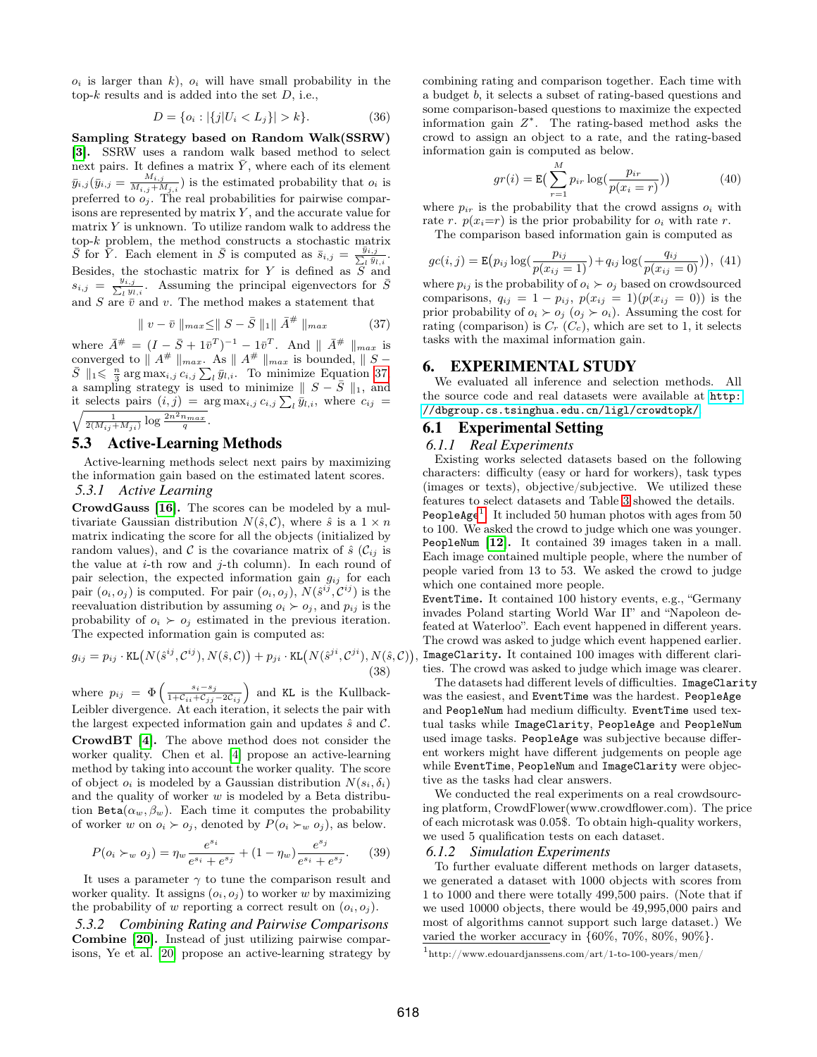$o_i$ is larger than $k$), $o_i$ will have small probability in the top-$k$ results and is added into the set $D$, i.e.,

$$D = \{o_i : |\{j | U_i < L_j\}| > k\}. \quad (36)$$

**Sampling Strategy based on Random Walk(SSRW) [3].** SSRW uses a random walk based method to select next pairs. It defines a matrix $\bar{Y}$, where each of its element $\bar{y}_{i,j}(\bar{y}_{i,j} = \frac{M_{i,j}}{M_{i,j}+M_{j,i}})$ is the estimated probability that $o_i$ is preferred to $o_j$. The real probabilities for pairwise comparisons are represented by matrix $Y$, and the accurate value for matrix $Y$ is unknown. To utilize random walk to address the top-$k$ problem, the method constructs a stochastic matrix $\bar{S}$ for $\bar{Y}$. Each element in $\bar{S}$ is computed as $\bar{s}_{i,j} = \frac{\bar{y}_{i,j}}{\sum_l \bar{y}_{l,i}}$. Besides, the stochastic matrix for $Y$ is defined as $S$ and $s_{i,j} = \frac{y_{i,j}}{\sum_l y_{l,i}}$. Assuming the principal eigenvectors for $\bar{S}$ and $S$ are $\bar{v}$ and $v$. The method makes a statement that

$$\| v - \bar{v} \|_{max} \leq \| S - \bar{S} \|_1 \| \bar{A}^{\#} \|_{max} \quad (37)$$

where $\bar{A}^{\#} = (I - \bar{S} + 1\bar{v}^T)^{-1} - 1\bar{v}^T$. And $\| \bar{A}^{\#} \|_{max}$ is converged to $\| A^{\#} \|_{max}$. As $\| A^{\#} \|_{max}$ is bounded, $\| S - \bar{S} \|_1 \leqslant \frac{n}{3} \arg\max_{i,j} c_{i,j} \sum_l \bar{y}_{l,i}$. To minimize Equation 37, a sampling strategy is used to minimize $\| S - \bar{S} \|_1$, and it selects pairs $(i, j) = \arg\max_{i,j} c_{i,j} \sum_l \bar{y}_{l,i}$, where $c_{ij} = \sqrt{\frac{1}{2(M_{ij}+M_{ji})} \log \frac{2n^2 n_{max}}{q}}$.

## 5.3 Active-Learning Methods

Active-learning methods select next pairs by maximizing the information gain based on the estimated latent scores.

### 5.3.1 Active Learning

**CrowdGauss [16].** The scores can be modeled by a multivariate Gaussian distribution $N(\hat{s}, \mathcal{C})$, where $\hat{s}$ is a $1 \times n$ matrix indicating the score for all the objects (initialized by random values), and $\mathcal{C}$ is the covariance matrix of $\hat{s}$ ($\mathcal{C}_{ij}$ is the value at $i$-th row and $j$-th column). In each round of pair selection, the expected information gain $g_{ij}$ for each pair $(o_i, o_j)$ is computed. For pair $(o_i, o_j)$, $N(\hat{s}^{ij}, \mathcal{C}^{ij})$ is the reevaluation distribution by assuming $o_i \succ o_j$, and $p_{ij}$ is the probability of $o_i \succ o_j$ estimated in the previous iteration. The expected information gain is computed as:

$$g_{ij} = p_{ij} \cdot \mathtt{KL}\big(N(\hat{s}^{ij}, \mathcal{C}^{ij}), N(\hat{s}, \mathcal{C})\big) + p_{ji} \cdot \mathtt{KL}\big(N(\hat{s}^{ji}, \mathcal{C}^{ji}), N(\hat{s}, \mathcal{C})\big), \quad (38)$$

where $p_{ij} = \Phi\left(\frac{s_i - s_j}{1 + \mathcal{C}_{ii} + \mathcal{C}_{jj} - 2\mathcal{C}_{ij}}\right)$ and KL is the Kullback-Leibler divergence. At each iteration, it selects the pair with the largest expected information gain and updates $\hat{s}$ and $\mathcal{C}$.

**CrowdBT [4].** The above method does not consider the worker quality. Chen et al. [4] propose an active-learning method by taking into account the worker quality. The score of object $o_i$ is modeled by a Gaussian distribution $N(s_i, \delta_i)$ and the quality of worker $w$ is modeled by a Beta distribution $\mathtt{Beta}(\alpha_w, \beta_w)$. Each time it computes the probability of worker $w$ on $o_i \succ o_j$, denoted by $P(o_i \succ_w o_j)$, as below.

$$P(o_i \succ_w o_j) = \eta_w \frac{e^{s_i}}{e^{s_i} + e^{s_j}} + (1 - \eta_w) \frac{e^{s_j}}{e^{s_i} + e^{s_j}}. \quad (39)$$

It uses a parameter $\gamma$ to tune the comparison result and worker quality. It assigns $(o_i, o_j)$ to worker $w$ by maximizing the probability of $w$ reporting a correct result on $(o_i, o_j)$.

### 5.3.2 Combining Rating and Pairwise Comparisons

**Combine [20].** Instead of just utilizing pairwise comparisons, Ye et al. [20] propose an active-learning strategy by combining rating and comparison together. Each time with a budget $b$, it selects a subset of rating-based questions and some comparison-based questions to maximize the expected information gain $Z^*$. The rating-based method asks the crowd to assign an object to a rate, and the rating-based information gain is computed as below.

$$gr(i) = \mathtt{E}\Big(\sum_{r=1}^{M} p_{ir} \log\big(\frac{p_{ir}}{p(x_i = r)}\big)\Big) \quad (40)$$

where $p_{ir}$ is the probability that the crowd assigns $o_i$ with rate $r$. $p(x_i{=}r)$ is the prior probability for $o_i$ with rate $r$.

The comparison based information gain is computed as

$$gc(i, j) = \mathtt{E}\big(p_{ij} \log(\frac{p_{ij}}{p(x_{ij} = 1)}) + q_{ij} \log(\frac{q_{ij}}{p(x_{ij} = 0)})\big), \quad (41)$$

where $p_{ij}$ is the probability of $o_i \succ o_j$ based on crowdsourced comparisons, $q_{ij} = 1 - p_{ij}$, $p(x_{ij} = 1)(p(x_{ij} = 0))$ is the prior probability of $o_i \succ o_j$ ($o_j \succ o_i$). Assuming the cost for rating (comparison) is $C_r$ ($C_c$), which are set to 1, it selects tasks with the maximal information gain.

# 6. EXPERIMENTAL STUDY

We evaluated all inference and selection methods. All the source code and real datasets were available at http://dbgroup.cs.tsinghua.edu.cn/ligl/crowdtopk/.

## 6.1 Experimental Setting

### 6.1.1 Real Experiments

Existing works selected datasets based on the following characters: difficulty (easy or hard for workers), task types (images or texts), objective/subjective. We utilized these features to select datasets and Table 3 showed the details.

PeopleAge[1]. It included 50 human photos with ages from 50 to 100. We asked the crowd to judge which one was younger.

PeopleNum [12]. It contained 39 images taken in a mall. Each image contained multiple people, where the number of people varied from 13 to 53. We asked the crowd to judge which one contained more people.

EventTime. It contained 100 history events, e.g., "Germany invades Poland starting World War II" and "Napoleon defeated at Waterloo". Each event happened in different years. The crowd was asked to judge which event happened earlier.

ImageClarity. It contained 100 images with different clarities. The crowd was asked to judge which image was clearer.

The datasets had different levels of difficulties. ImageClarity was the easiest, and EventTime was the hardest. PeopleAge and PeopleNum had medium difficulty. EventTime used textual tasks while ImageClarity, PeopleAge and PeopleNum used image tasks. PeopleAge was subjective because different workers might have different judgements on people age while EventTime, PeopleNum and ImageClarity were objective as the tasks had clear answers.

We conducted the real experiments on a real crowdsourcing platform, CrowdFlower(www.crowdflower.com). The price of each microtask was 0.05\$. To obtain high-quality workers, we used 5 qualification tests on each dataset.

### 6.1.2 Simulation Experiments

To further evaluate different methods on larger datasets, we generated a dataset with 1000 objects with scores from 1 to 1000 and there were totally 499,500 pairs. (Note that if we used 10000 objects, there would be 49,995,000 pairs and most of algorithms cannot support such large dataset.) We varied the worker accuracy in {60%, 70%, 80%, 90%}.

[1] http://www.edouardjanssens.com/art/1-to-100-years/men/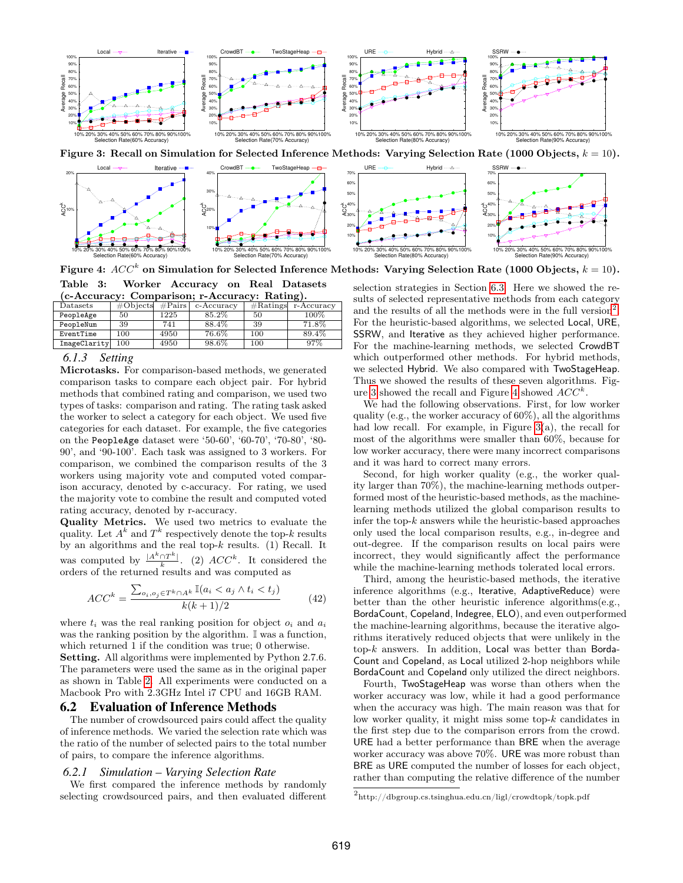Figure 3: Recall on Simulation for Selected Inference Methods: Varying Selection Rate (1000 Objects, $k = 10$).

Figure 4: $ACC^k$ on Simulation for Selected Inference Methods: Varying Selection Rate (1000 Objects, $k = 10$).

**Table 3: Worker Accuracy on Real Datasets (c-Accuracy: Comparison; r-Accuracy: Rating).**

| Datasets | #Objects | #Pairs | c-Accuracy | #Ratings | r-Accuracy |
|---|---|---|---|---|---|
| PeopleAge | 50 | 1225 | 85.2% | 50 | 100% |
| PeopleNum | 39 | 741 | 88.4% | 39 | 71.8% |
| EventTime | 100 | 4950 | 76.6% | 100 | 89.4% |
| ImageClarity | 100 | 4950 | 98.6% | 100 | 97% |

### 6.1.3 Setting

**Microtasks.** For comparison-based methods, we generated comparison tasks to compare each object pair. For hybrid methods that combined rating and comparison, we used two types of tasks: comparison and rating. The rating task asked the worker to select a category for each object. We used five categories for each dataset. For example, the five categories on the PeopleAge dataset were '50-60', '60-70', '70-80', '80-90', and '90-100'. Each task was assigned to 3 workers. For comparison, we combined the comparison results of the 3 workers using majority vote and computed voted comparison accuracy, denoted by c-accuracy. For rating, we used the majority vote to combine the result and computed voted rating accuracy, denoted by r-accuracy.

**Quality Metrics.** We used two metrics to evaluate the quality. Let $A^k$ and $T^k$ respectively denote the top-$k$ results by an algorithms and the real top-$k$ results. (1) Recall. It was computed by $\frac{|A^k \cap T^k|}{k}$. (2) $ACC^k$. It considered the orders of the returned results and was computed as

$$ACC^k = \frac{\sum_{o_i, o_j \in T^k \cap A^k} \mathbb{I}(a_i < a_j \wedge t_i < t_j)}{k(k+1)/2} \tag{42}$$

where $t_i$ was the real ranking position for object $o_i$ and $a_i$ was the ranking position by the algorithm. $\mathbb{I}$ was a function, which returned 1 if the condition was true; 0 otherwise.

**Setting.** All algorithms were implemented by Python 2.7.6. The parameters were used the same as in the original paper as shown in Table 2. All experiments were conducted on a Macbook Pro with 2.3GHz Intel i7 CPU and 16GB RAM.

## 6.2 Evaluation of Inference Methods

The number of crowdsourced pairs could affect the quality of inference methods. We varied the selection rate which was the ratio of the number of selected pairs to the total number of pairs, to compare the inference algorithms.

### 6.2.1 Simulation – Varying Selection Rate

We first compared the inference methods by randomly selecting crowdsourced pairs, and then evaluated different selection strategies in Section 6.3. Here we showed the results of selected representative methods from each category and the results of all the methods were in the full version[2]. For the heuristic-based algorithms, we selected Local, URE, SSRW, and Iterative as they achieved higher performance. For the machine-learning methods, we selected CrowdBT which outperformed other methods. For hybrid methods, we selected Hybrid. We also compared with TwoStageHeap. Thus we showed the results of these seven algorithms. Figure 3 showed the recall and Figure 4 showed $ACC^k$.

We had the following observations. First, for low worker quality (e.g., the worker accuracy of 60%), all the algorithms had low recall. For example, in Figure 3(a), the recall for most of the algorithms were smaller than 60%, because for low worker accuracy, there were many incorrect comparisons and it was hard to correct many errors.

Second, for high worker quality (e.g., the worker quality larger than 70%), the machine-learning methods outperformed most of the heuristic-based methods, as the machine-learning methods utilized the global comparison results to infer the top-$k$ answers while the heuristic-based approaches only used the local comparison results, e.g., in-degree and out-degree. If the comparison results on local pairs were incorrect, they would significantly affect the performance while the machine-learning methods tolerated local errors.

Third, among the heuristic-based methods, the iterative inference algorithms (e.g., Iterative, AdaptiveReduce) were better than the other heuristic inference algorithms(e.g., BordaCount, Copeland, Indegree, ELO), and even outperformed the machine-learning algorithms, because the iterative algorithms iteratively reduced objects that were unlikely in the top-$k$ answers. In addition, Local was better than BordaCount and Copeland, as Local utilized 2-hop neighbors while BordaCount and Copeland only utilized the direct neighbors.

Fourth, TwoStageHeap was worse than others when the worker accuracy was low, while it had a good performance when the accuracy was high. The main reason was that for low worker quality, it might miss some top-$k$ candidates in the first step due to the comparison errors from the crowd. URE had a better performance than BRE when the average worker accuracy was above 70%. URE was more robust than BRE as URE computed the number of losses for each object, rather than computing the relative difference of the number

[2] http://dbgroup.cs.tsinghua.edu.cn/ligl/crowdtopk/topk.pdf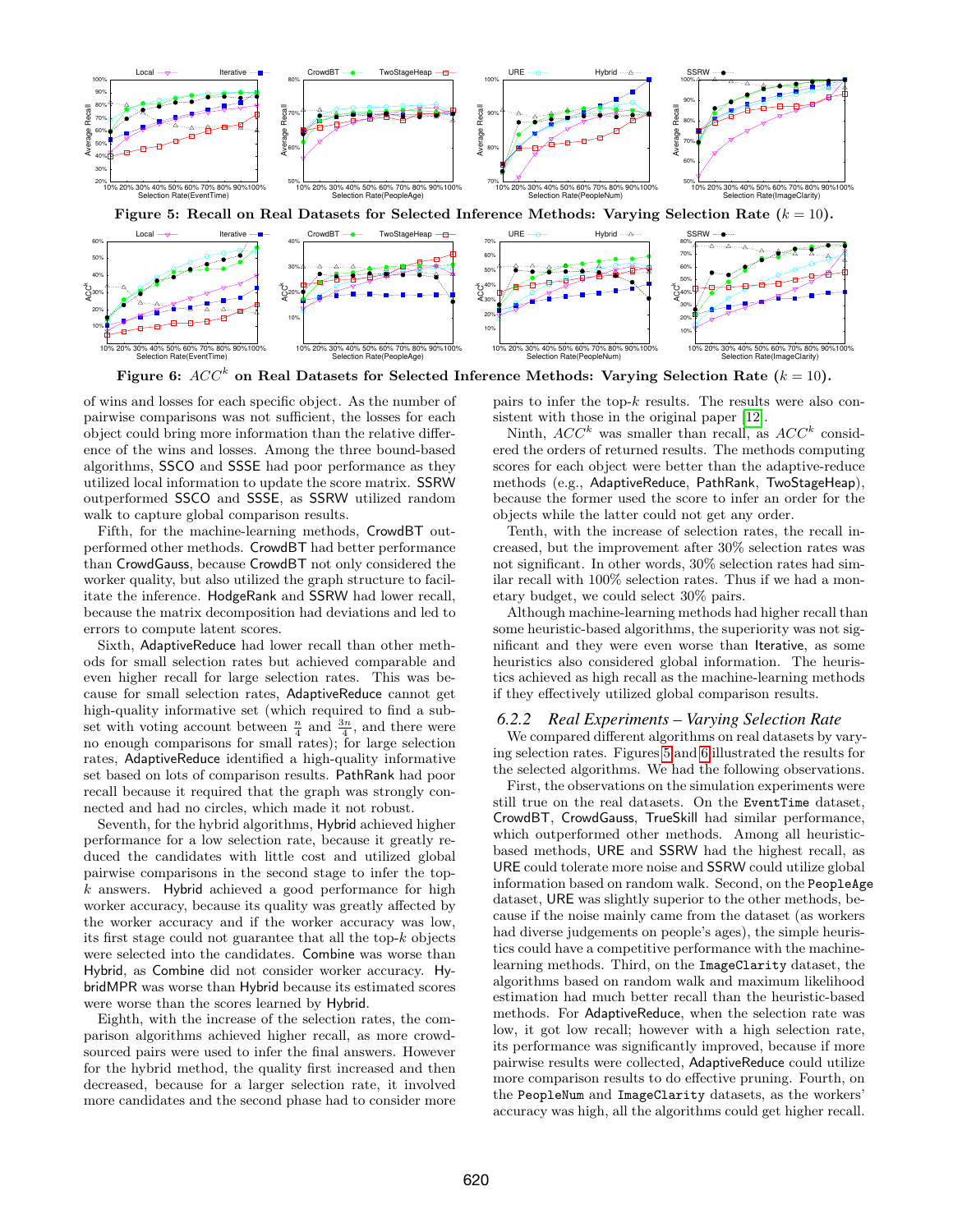Figure 5: Recall on Real Datasets for Selected Inference Methods: Varying Selection Rate ($k = 10$).

Figure 6: $ACC^k$ on Real Datasets for Selected Inference Methods: Varying Selection Rate ($k = 10$).

of wins and losses for each specific object. As the number of pairwise comparisons was not sufficient, the losses for each object could bring more information than the relative difference of the wins and losses. Among the three bound-based algorithms, SSCO and SSSE had poor performance as they utilized local information to update the score matrix. SSRW outperformed SSCO and SSSE, as SSRW utilized random walk to capture global comparison results.

Fifth, for the machine-learning methods, CrowdBT outperformed other methods. CrowdBT had better performance than CrowdGauss, because CrowdBT not only considered the worker quality, but also utilized the graph structure to facilitate the inference. HodgeRank and SSRW had lower recall, because the matrix decomposition had deviations and led to errors to compute latent scores.

Sixth, AdaptiveReduce had lower recall than other methods for small selection rates but achieved comparable and even higher recall for large selection rates. This was because for small selection rates, AdaptiveReduce cannot get high-quality informative set (which required to find a subset with voting account between $\frac{n}{4}$ and $\frac{3n}{4}$, and there were no enough comparisons for small rates); for large selection rates, AdaptiveReduce identified a high-quality informative set based on lots of comparison results. PathRank had poor recall because it required that the graph was strongly connected and had no circles, which made it not robust.

Seventh, for the hybrid algorithms, Hybrid achieved higher performance for a low selection rate, because it greatly reduced the candidates with little cost and utilized global pairwise comparisons in the second stage to infer the top-$k$ answers. Hybrid achieved a good performance for high worker accuracy, because its quality was greatly affected by the worker accuracy and if the worker accuracy was low, its first stage could not guarantee that all the top-$k$ objects were selected into the candidates. Combine was worse than Hybrid, as Combine did not consider worker accuracy. HybridMPR was worse than Hybrid because its estimated scores were worse than the scores learned by Hybrid.

Eighth, with the increase of the selection rates, the comparison algorithms achieved higher recall, as more crowdsourced pairs were used to infer the final answers. However for the hybrid method, the quality first increased and then decreased, because for a larger selection rate, it involved more candidates and the second phase had to consider more pairs to infer the top-$k$ results. The results were also consistent with those in the original paper [12].

Ninth, $ACC^k$ was smaller than recall, as $ACC^k$ considered the orders of returned results. The methods computing scores for each object were better than the adaptive-reduce methods (e.g., AdaptiveReduce, PathRank, TwoStageHeap), because the former used the score to infer an order for the objects while the latter could not get any order.

Tenth, with the increase of selection rates, the recall increased, but the improvement after 30% selection rates was not significant. In other words, 30% selection rates had similar recall with 100% selection rates. Thus if we had a monetary budget, we could select 30% pairs.

Although machine-learning methods had higher recall than some heuristic-based algorithms, the superiority was not significant and they were even worse than Iterative, as some heuristics also considered global information. The heuristics achieved as high recall as the machine-learning methods if they effectively utilized global comparison results.

### 6.2.2 *Real Experiments – Varying Selection Rate*

We compared different algorithms on real datasets by varying selection rates. Figures 5 and 6 illustrated the results for the selected algorithms. We had the following observations.

First, the observations on the simulation experiments were still true on the real datasets. On the EventTime dataset, CrowdBT, CrowdGauss, TrueSkill had similar performance, which outperformed other methods. Among all heuristic-based methods, URE and SSRW had the highest recall, as URE could tolerate more noise and SSRW could utilize global information based on random walk. Second, on the PeopleAge dataset, URE was slightly superior to the other methods, because if the noise mainly came from the dataset (as workers had diverse judgements on people's ages), the simple heuristics could have a competitive performance with the machine-learning methods. Third, on the ImageClarity dataset, the algorithms based on random walk and maximum likelihood estimation had much better recall than the heuristic-based methods. For AdaptiveReduce, when the selection rate was low, it got low recall; however with a high selection rate, its performance was significantly improved, because if more pairwise results were collected, AdaptiveReduce could utilize more comparison results to do effective pruning. Fourth, on the PeopleNum and ImageClarity datasets, as the workers' accuracy was high, all the algorithms could get higher recall.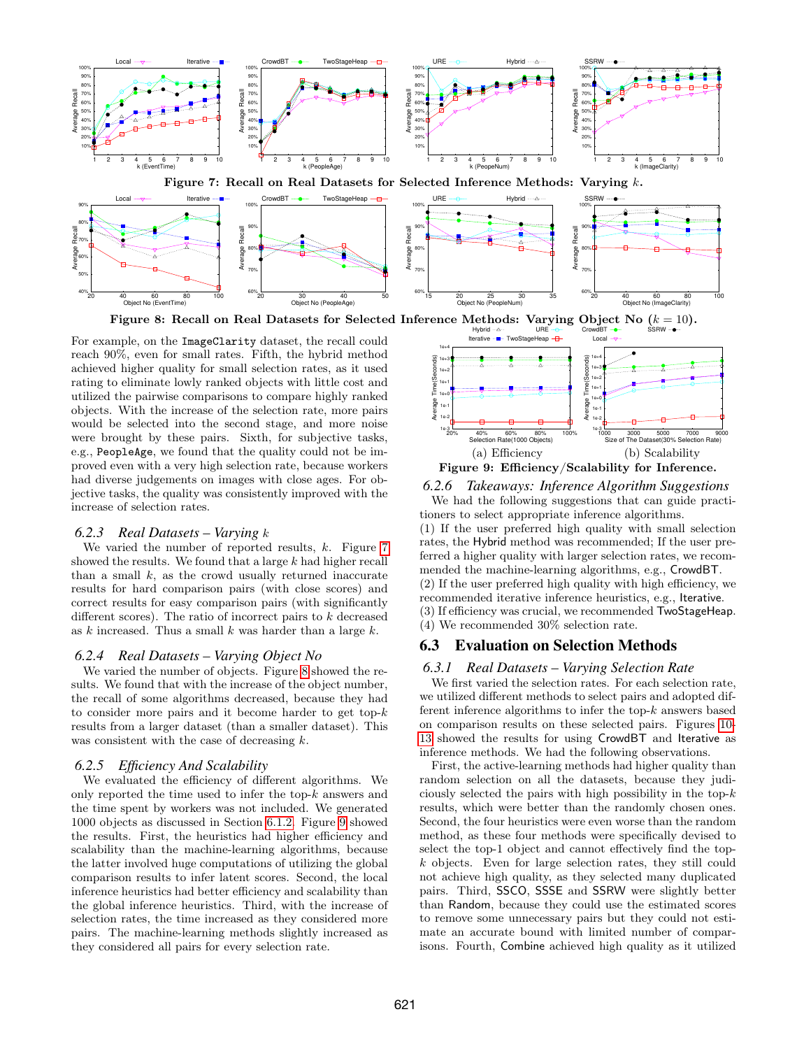Figure 7: Recall on Real Datasets for Selected Inference Methods: Varying $k$.

Figure 8: Recall on Real Datasets for Selected Inference Methods: Varying Object No ($k = 10$).

For example, on the ImageClarity dataset, the recall could reach 90%, even for small rates. Fifth, the hybrid method achieved higher quality for small selection rates, as it used rating to eliminate lowly ranked objects with little cost and utilized the pairwise comparisons to compare highly ranked objects. With the increase of the selection rate, more pairs would be selected into the second stage, and more noise were brought by these pairs. Sixth, for subjective tasks, e.g., PeopleAge, we found that the quality could not be improved even with a very high selection rate, because workers had diverse judgements on images with close ages. For objective tasks, the quality was consistently improved with the increase of selection rates.

### 6.2.3 Real Datasets – Varying $k$

We varied the number of reported results, $k$. Figure 7 showed the results. We found that a large $k$ had higher recall than a small $k$, as the crowd usually returned inaccurate results for hard comparison pairs (with close scores) and correct results for easy comparison pairs (with significantly different scores). The ratio of incorrect pairs to $k$ decreased as $k$ increased. Thus a small $k$ was harder than a large $k$.

### 6.2.4 Real Datasets – Varying Object No

We varied the number of objects. Figure 8 showed the results. We found that with the increase of the object number, the recall of some algorithms decreased, because they had to consider more pairs and it become harder to get top-$k$ results from a larger dataset (than a smaller dataset). This was consistent with the case of decreasing $k$.

### 6.2.5 Efficiency And Scalability

We evaluated the efficiency of different algorithms. We only reported the time used to infer the top-$k$ answers and the time spent by workers was not included. We generated 1000 objects as discussed in Section 6.1.2. Figure 9 showed the results. First, the heuristics had higher efficiency and scalability than the machine-learning algorithms, because the latter involved huge computations of utilizing the global comparison results to infer latent scores. Second, the local inference heuristics had better efficiency and scalability than the global inference heuristics. Third, with the increase of selection rates, the time increased as they considered more pairs. The machine-learning methods slightly increased as they considered all pairs for every selection rate.

(a) Efficiency (b) Scalability

Figure 9: Efficiency/Scalability for Inference.

### 6.2.6 Takeaways: Inference Algorithm Suggestions

We had the following suggestions that can guide practitioners to select appropriate inference algorithms.

(1) If the user preferred high quality with small selection rates, the Hybrid method was recommended; If the user preferred a higher quality with larger selection rates, we recommended the machine-learning algorithms, e.g., CrowdBT.

(2) If the user preferred high quality with high efficiency, we recommended iterative inference heuristics, e.g., Iterative.

(3) If efficiency was crucial, we recommended TwoStageHeap.

(4) We recommended 30% selection rate.

## 6.3 Evaluation on Selection Methods

### 6.3.1 Real Datasets – Varying Selection Rate

We first varied the selection rates. For each selection rate, we utilized different methods to select pairs and adopted different inference algorithms to infer the top-$k$ answers based on comparison results on these selected pairs. Figures 10-13 showed the results for using CrowdBT and Iterative as inference methods. We had the following observations.

First, the active-learning methods had higher quality than random selection on all the datasets, because they judiciously selected the pairs with high possibility in the top-$k$ results, which were better than the randomly chosen ones. Second, the four heuristics were even worse than the random method, as these four methods were specifically devised to select the top-1 object and cannot effectively find the top-$k$ objects. Even for large selection rates, they still could not achieve high quality, as they selected many duplicated pairs. Third, SSCO, SSSE and SSRW were slightly better than Random, because they could use the estimated scores to remove some unnecessary pairs but they could not estimate an accurate bound with limited number of comparisons. Fourth, Combine achieved high quality as it utilized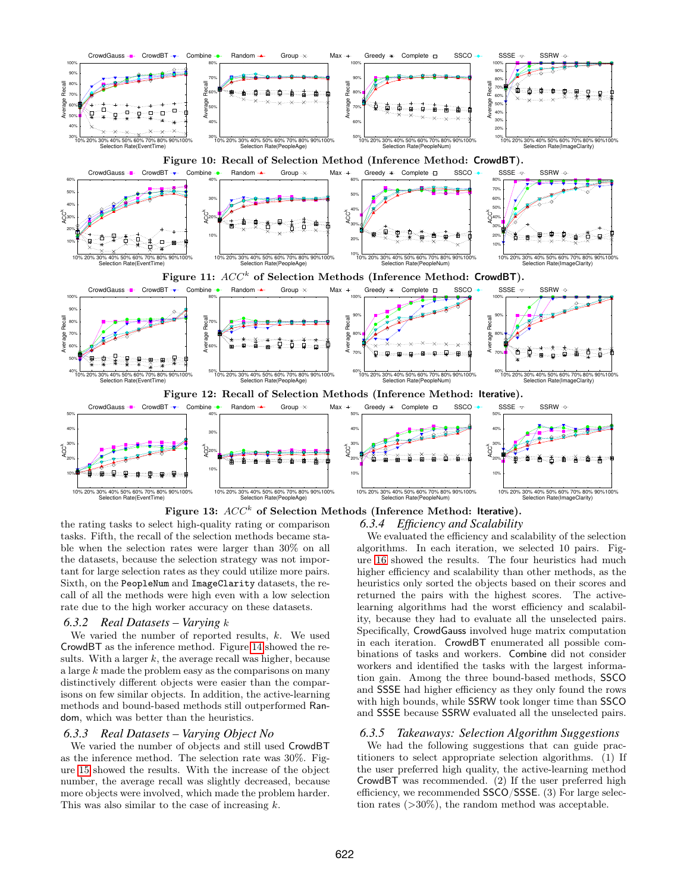Figure 10: Recall of Selection Method (Inference Method: CrowdBT).

Figure 11: $ACC^k$ of Selection Methods (Inference Method: CrowdBT).

Figure 12: Recall of Selection Methods (Inference Method: Iterative).

Figure 13: $ACC^k$ of Selection Methods (Inference Method: Iterative).

the rating tasks to select high-quality rating or comparison tasks. Fifth, the recall of the selection methods became stable when the selection rates were larger than 30% on all the datasets, because the selection strategy was not important for large selection rates as they could utilize more pairs. Sixth, on the PeopleNum and ImageClarity datasets, the recall of all the methods were high even with a low selection rate due to the high worker accuracy on these datasets.

### 6.3.2 Real Datasets – Varying $k$

We varied the number of reported results, $k$. We used CrowdBT as the inference method. Figure 14 showed the results. With a larger $k$, the average recall was higher, because a large $k$ made the problem easy as the comparisons on many distinctively different objects were easier than the comparisons on few similar objects. In addition, the active-learning methods and bound-based methods still outperformed Random, which was better than the heuristics.

### 6.3.3 Real Datasets – Varying Object No

We varied the number of objects and still used CrowdBT as the inference method. The selection rate was 30%. Figure 15 showed the results. With the increase of the object number, the average recall was slightly decreased, because more objects were involved, which made the problem harder. This was also similar to the case of increasing $k$.

### 6.3.4 Efficiency and Scalability

We evaluated the efficiency and scalability of the selection algorithms. In each iteration, we selected 10 pairs. Figure 16 showed the results. The four heuristics had much higher efficiency and scalability than other methods, as the heuristics only sorted the objects based on their scores and returned the pairs with the highest scores. The active-learning algorithms had the worst efficiency and scalability, because they had to evaluate all the unselected pairs. Specifically, CrowdGauss involved huge matrix computation in each iteration. CrowdBT enumerated all possible combinations of tasks and workers. Combine did not consider workers and identified the tasks with the largest information gain. Among the three bound-based methods, SSCO and SSSE had higher efficiency as they only found the rows with high bounds, while SSRW took longer time than SSCO and SSSE because SSRW evaluated all the unselected pairs.

### 6.3.5 Takeaways: Selection Algorithm Suggestions

We had the following suggestions that can guide practitioners to select appropriate selection algorithms. (1) If the user preferred high quality, the active-learning method CrowdBT was recommended. (2) If the user preferred high efficiency, we recommended SSCO/SSSE. (3) For large selection rates (>30%), the random method was acceptable.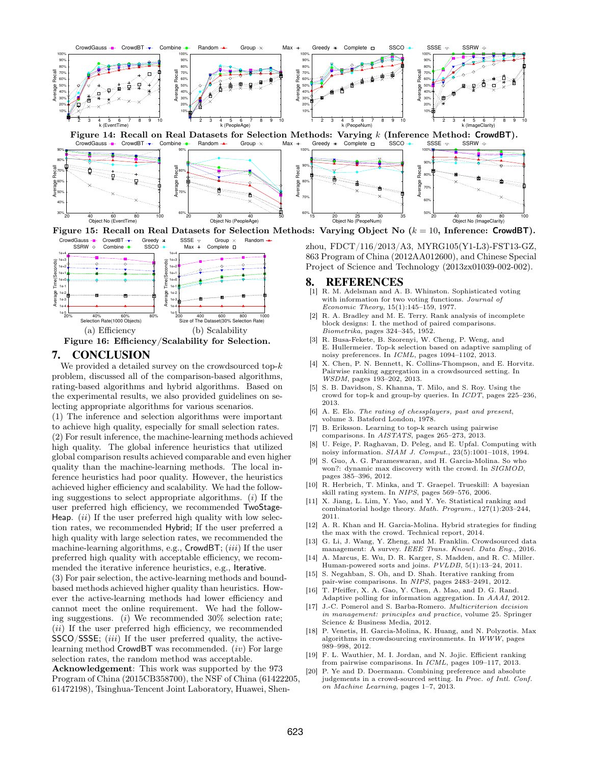CrowdGauss CrowdBT Combine Random Group Max Greedy Complete SSCO SSSE SSRW

Average Recall

k (EventTime) k (PeopleAge) k (PeopleNum) k (ImageClarity)

**Figure 14: Recall on Real Datasets for Selection Methods: Varying $k$ (Inference Method: CrowdBT).**

CrowdGauss CrowdBT Combine Random Group Max Greedy Complete SSCO SSSE SSRW

Average Recall

Object No (EventTime) Object No (PeopleAge) Object No (PeopleNum) Object No (ImageClarity)

**Figure 15: Recall on Real Datasets for Selection Methods: Varying Object No ($k = 10$, Inference: CrowdBT).**

CrowdGauss CrowdBT Greedy SSSE Group Random SSRW Combine SSCO Max Complete

Average Time(Seconds)

Selection Rate(1000 Objects) Size of The Dataset(30% Selection Rate)

(a) Efficiency (b) Scalability

**Figure 16: Efficiency/Scalability for Selection.**

# 7. CONCLUSION

We provided a detailed survey on the crowdsourced top-$k$ problem, discussed all of the comparison-based algorithms, rating-based algorithms and hybrid algorithms. Based on the experimental results, we also provided guidelines on selecting appropriate algorithms for various scenarios.

(1) The inference and selection algorithms were important to achieve high quality, especially for small selection rates.

(2) For result inference, the machine-learning methods achieved high quality. The global inference heuristics that utilized global comparison results achieved comparable and even higher quality than the machine-learning methods. The local inference heuristics had poor quality. However, the heuristics achieved higher efficiency and scalability. We had the following suggestions to select appropriate algorithms. (*i*) If the user preferred high efficiency, we recommended TwoStage-Heap. (*ii*) If the user preferred high quality with low selection rates, we recommended Hybrid; If the user preferred a high quality with large selection rates, we recommended the machine-learning algorithms, e.g., CrowdBT; (*iii*) If the user preferred high quality with acceptable efficiency, we recommended the iterative inference heuristics, e.g., Iterative.

(3) For pair selection, the active-learning methods and bound-based methods achieved higher quality than heuristics. However the active-learning methods had lower efficiency and cannot meet the online requirement. We had the following suggestions. (*i*) We recommended 30% selection rate; (*ii*) If the user preferred high efficiency, we recommended SSCO/SSSE; (*iii*) If the user preferred quality, the active-learning method CrowdBT was recommended. (*iv*) For large selection rates, the random method was acceptable.

**Acknowledgement**: This work was supported by the 973 Program of China (2015CB358700), the NSF of China (61422205, 61472198), Tsinghua-Tencent Joint Laboratory, Huawei, Shenzhou, FDCT/116/2013/A3, MYRG105(Y1-L3)-FST13-GZ, 863 Program of China (2012AA012600), and Chinese Special Project of Science and Technology (2013zx01039-002-002).

# 8. REFERENCES

[1] R. M. Adelsman and A. B. Whinston. Sophisticated voting with information for two voting functions. *Journal of Economic Theory*, 15(1):145–159, 1977.

[2] R. A. Bradley and M. E. Terry. Rank analysis of incomplete block designs: I. the method of paired comparisons. *Biometrika*, pages 324–345, 1952.

[3] R. Busa-Fekete, B. Szorenyi, W. Cheng, P. Weng, and E. Hullermeier. Top-k selection based on adaptive sampling of noisy preferences. In *ICML*, pages 1094–1102, 2013.

[4] X. Chen, P. N. Bennett, K. Collins-Thompson, and E. Horvitz. Pairwise ranking aggregation in a crowdsourced setting. In *WSDM*, pages 193–202, 2013.

[5] S. B. Davidson, S. Khanna, T. Milo, and S. Roy. Using the crowd for top-k and group-by queries. In *ICDT*, pages 225–236, 2013.

[6] A. E. Elo. *The rating of chessplayers, past and present*, volume 3. Batsford London, 1978.

[7] B. Eriksson. Learning to top-k search using pairwise comparisons. In *AISTATS*, pages 265–273, 2013.

[8] U. Feige, P. Raghavan, D. Peleg, and E. Upfal. Computing with noisy information. *SIAM J. Comput.*, 23(5):1001–1018, 1994.

[9] S. Guo, A. G. Parameswaran, and H. Garcia-Molina. So who won?: dynamic max discovery with the crowd. In *SIGMOD*, pages 385–396, 2012.

[10] R. Herbrich, T. Minka, and T. Graepel. Trueskill: A bayesian skill rating system. In *NIPS*, pages 569–576, 2006.

[11] X. Jiang, L. Lim, Y. Yao, and Y. Ye. Statistical ranking and combinatorial hodge theory. *Math. Program.*, 127(1):203–244, 2011.

[12] A. R. Khan and H. Garcia-Molina. Hybrid strategies for finding the max with the crowd. Technical report, 2014.

[13] G. Li, J. Wang, Y. Zheng, and M. Franklin. Crowdsourced data management: A survey. *IEEE Trans. Knowl. Data Eng.*, 2016.

[14] A. Marcus, E. Wu, D. R. Karger, S. Madden, and R. C. Miller. Human-powered sorts and joins. *PVLDB*, 5(1):13–24, 2011.

[15] S. Negahban, S. Oh, and D. Shah. Iterative ranking from pair-wise comparisons. In *NIPS*, pages 2483–2491, 2012.

[16] T. Pfeiffer, X. A. Gao, Y. Chen, A. Mao, and D. G. Rand. Adaptive polling for information aggregation. In *AAAI*, 2012.

[17] J.-C. Pomerol and S. Barba-Romero. *Multicriterion decision in management: principles and practice*, volume 25. Springer Science & Business Media, 2012.

[18] P. Venetis, H. Garcia-Molina, K. Huang, and N. Polyzotis. Max algorithms in crowdsourcing environments. In *WWW*, pages 989–998, 2012.

[19] F. L. Wauthier, M. I. Jordan, and N. Jojic. Efficient ranking from pairwise comparisons. In *ICML*, pages 109–117, 2013.

[20] P. Ye and D. Doermann. Combining preference and absolute judgements in a crowd-sourced setting. In *Proc. of Intl. Conf. on Machine Learning*, pages 1–7, 2013.